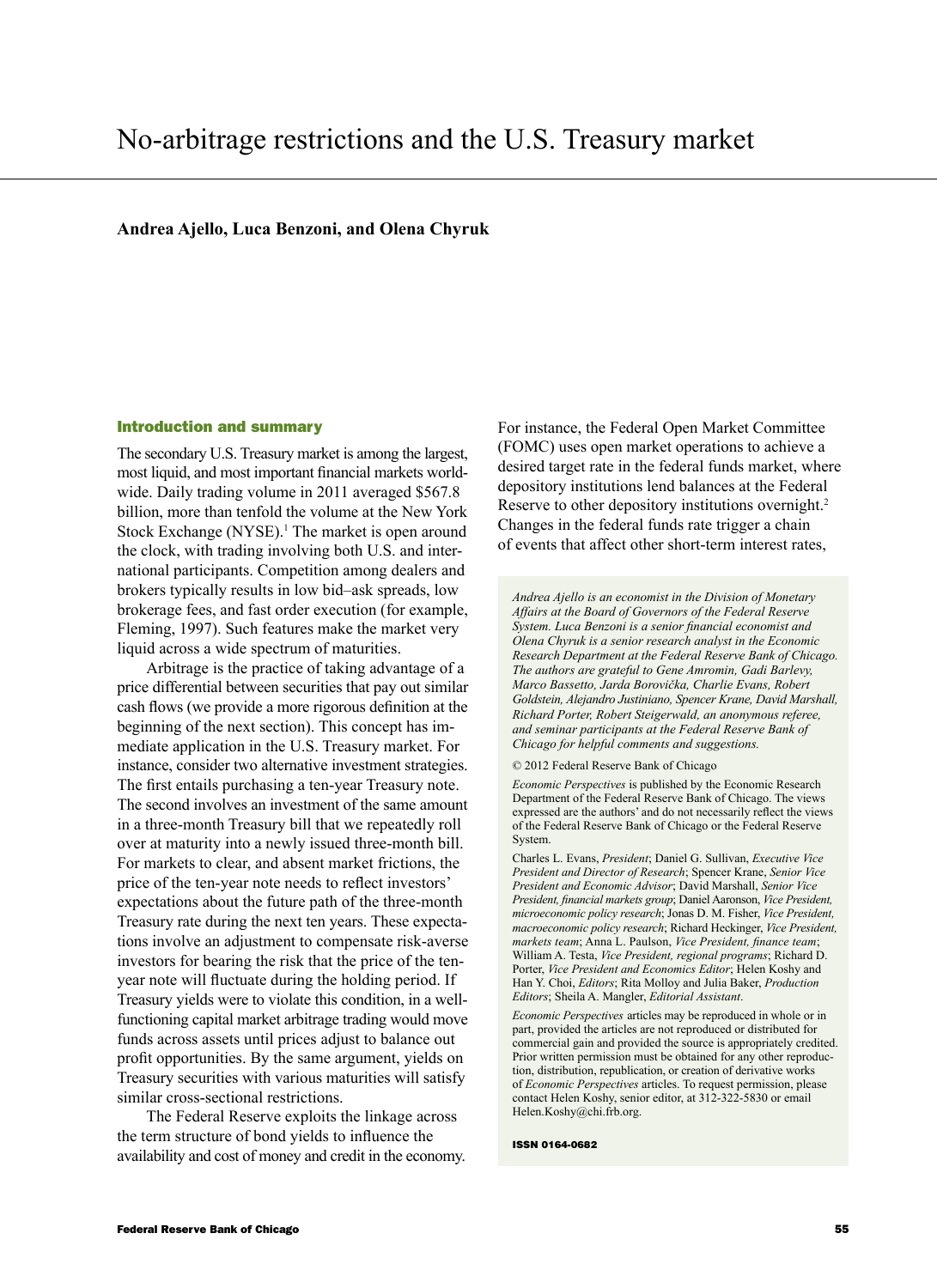# No-arbitrage restrictions and the U.S. Treasury market

**Andrea Ajello, Luca Benzoni, and Olena Chyruk**

## Introduction and summary

The secondary U.S. Treasury market is among the largest, most liquid, and most important financial markets worldwide. Daily trading volume in 2011 averaged $567.8 billion, more than tenfold the volume at the New York Stock Exchange (NYSE).[1] The market is open around the clock, with trading involving both U.S. and international participants. Competition among dealers and brokers typically results in low bid–ask spreads, low brokerage fees, and fast order execution (for example, Fleming, 1997). Such features make the market very liquid across a wide spectrum of maturities.

Arbitrage is the practice of taking advantage of a price differential between securities that pay out similar cash flows (we provide a more rigorous definition at the beginning of the next section). This concept has immediate application in the U.S. Treasury market. For instance, consider two alternative investment strategies. The first entails purchasing a ten-year Treasury note. The second involves an investment of the same amount in a three-month Treasury bill that we repeatedly roll over at maturity into a newly issued three-month bill. For markets to clear, and absent market frictions, the price of the ten-year note needs to reflect investors' expectations about the future path of the three-month Treasury rate during the next ten years. These expectations involve an adjustment to compensate risk-averse investors for bearing the risk that the price of the ten-year note will fluctuate during the holding period. If Treasury yields were to violate this condition, in a well-functioning capital market arbitrage trading would move funds across assets until prices adjust to balance out profit opportunities. By the same argument, yields on Treasury securities with various maturities will satisfy similar cross-sectional restrictions.

The Federal Reserve exploits the linkage across the term structure of bond yields to influence the availability and cost of money and credit in the economy. For instance, the Federal Open Market Committee (FOMC) uses open market operations to achieve a desired target rate in the federal funds market, where depository institutions lend balances at the Federal Reserve to other depository institutions overnight.[2] Changes in the federal funds rate trigger a chain of events that affect other short-term interest rates,

*Andrea Ajello is an economist in the Division of Monetary Affairs at the Board of Governors of the Federal Reserve System. Luca Benzoni is a senior financial economist and Olena Chyruk is a senior research analyst in the Economic Research Department at the Federal Reserve Bank of Chicago. The authors are grateful to Gene Amromin, Gadi Barlevy, Marco Bassetto, Jarda Borovička, Charlie Evans, Robert Goldstein, Alejandro Justiniano, Spencer Krane, David Marshall, Richard Porter, Robert Steigerwald, an anonymous referee, and seminar participants at the Federal Reserve Bank of Chicago for helpful comments and suggestions.*

© 2012 Federal Reserve Bank of Chicago

*Economic Perspectives* is published by the Economic Research Department of the Federal Reserve Bank of Chicago. The views expressed are the authors' and do not necessarily reflect the views of the Federal Reserve Bank of Chicago or the Federal Reserve System.

Charles L. Evans, *President*; Daniel G. Sullivan, *Executive Vice President and Director of Research*; Spencer Krane, *Senior Vice President and Economic Advisor*; David Marshall, *Senior Vice President, financial markets group*; Daniel Aaronson, *Vice President, microeconomic policy research*; Jonas D. M. Fisher, *Vice President, macroeconomic policy research*; Richard Heckinger, *Vice President, markets team*; Anna L. Paulson, *Vice President, finance team*; William A. Testa, *Vice President, regional programs*; Richard D. Porter, *Vice President and Economics Editor*; Helen Koshy and Han Y. Choi, *Editors*; Rita Molloy and Julia Baker, *Production Editors*; Sheila A. Mangler, *Editorial Assistant*.

*Economic Perspectives* articles may be reproduced in whole or in part, provided the articles are not reproduced or distributed for commercial gain and provided the source is appropriately credited. Prior written permission must be obtained for any other reproduction, distribution, republication, or creation of derivative works of *Economic Perspectives* articles. To request permission, please contact Helen Koshy, senior editor, at 312-322-5830 or email Helen.Koshy@chi.frb.org.

**ISSN 0164-0682**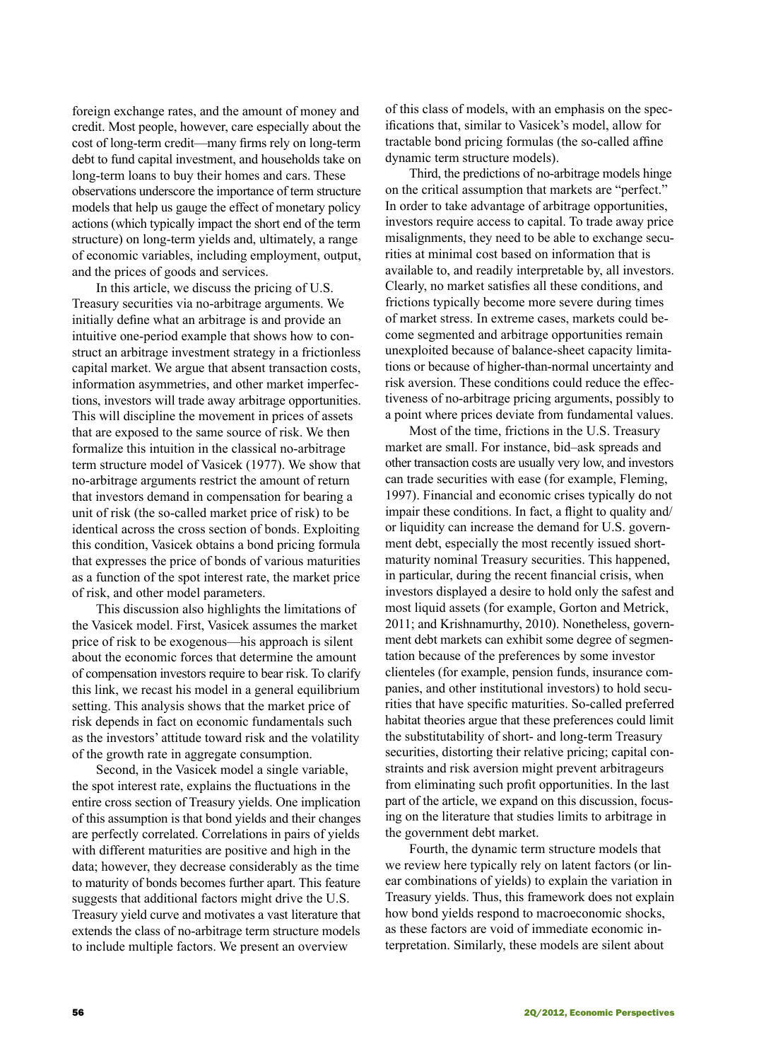foreign exchange rates, and the amount of money and credit. Most people, however, care especially about the cost of long-term credit—many firms rely on long-term debt to fund capital investment, and households take on long-term loans to buy their homes and cars. These observations underscore the importance of term structure models that help us gauge the effect of monetary policy actions (which typically impact the short end of the term structure) on long-term yields and, ultimately, a range of economic variables, including employment, output, and the prices of goods and services.

In this article, we discuss the pricing of U.S. Treasury securities via no-arbitrage arguments. We initially define what an arbitrage is and provide an intuitive one-period example that shows how to construct an arbitrage investment strategy in a frictionless capital market. We argue that absent transaction costs, information asymmetries, and other market imperfections, investors will trade away arbitrage opportunities. This will discipline the movement in prices of assets that are exposed to the same source of risk. We then formalize this intuition in the classical no-arbitrage term structure model of Vasicek (1977). We show that no-arbitrage arguments restrict the amount of return that investors demand in compensation for bearing a unit of risk (the so-called market price of risk) to be identical across the cross section of bonds. Exploiting this condition, Vasicek obtains a bond pricing formula that expresses the price of bonds of various maturities as a function of the spot interest rate, the market price of risk, and other model parameters.

This discussion also highlights the limitations of the Vasicek model. First, Vasicek assumes the market price of risk to be exogenous—his approach is silent about the economic forces that determine the amount of compensation investors require to bear risk. To clarify this link, we recast his model in a general equilibrium setting. This analysis shows that the market price of risk depends in fact on economic fundamentals such as the investors' attitude toward risk and the volatility of the growth rate in aggregate consumption.

Second, in the Vasicek model a single variable, the spot interest rate, explains the fluctuations in the entire cross section of Treasury yields. One implication of this assumption is that bond yields and their changes are perfectly correlated. Correlations in pairs of yields with different maturities are positive and high in the data; however, they decrease considerably as the time to maturity of bonds becomes further apart. This feature suggests that additional factors might drive the U.S. Treasury yield curve and motivates a vast literature that extends the class of no-arbitrage term structure models to include multiple factors. We present an overview of this class of models, with an emphasis on the specifications that, similar to Vasicek's model, allow for tractable bond pricing formulas (the so-called affine dynamic term structure models).

Third, the predictions of no-arbitrage models hinge on the critical assumption that markets are "perfect." In order to take advantage of arbitrage opportunities, investors require access to capital. To trade away price misalignments, they need to be able to exchange securities at minimal cost based on information that is available to, and readily interpretable by, all investors. Clearly, no market satisfies all these conditions, and frictions typically become more severe during times of market stress. In extreme cases, markets could become segmented and arbitrage opportunities remain unexploited because of balance-sheet capacity limitations or because of higher-than-normal uncertainty and risk aversion. These conditions could reduce the effectiveness of no-arbitrage pricing arguments, possibly to a point where prices deviate from fundamental values.

Most of the time, frictions in the U.S. Treasury market are small. For instance, bid–ask spreads and other transaction costs are usually very low, and investors can trade securities with ease (for example, Fleming, 1997). Financial and economic crises typically do not impair these conditions. In fact, a flight to quality and/or liquidity can increase the demand for U.S. government debt, especially the most recently issued short-maturity nominal Treasury securities. This happened, in particular, during the recent financial crisis, when investors displayed a desire to hold only the safest and most liquid assets (for example, Gorton and Metrick, 2011; and Krishnamurthy, 2010). Nonetheless, government debt markets can exhibit some degree of segmentation because of the preferences by some investor clienteles (for example, pension funds, insurance companies, and other institutional investors) to hold securities that have specific maturities. So-called preferred habitat theories argue that these preferences could limit the substitutability of short- and long-term Treasury securities, distorting their relative pricing; capital constraints and risk aversion might prevent arbitrageurs from eliminating such profit opportunities. In the last part of the article, we expand on this discussion, focusing on the literature that studies limits to arbitrage in the government debt market.

Fourth, the dynamic term structure models that we review here typically rely on latent factors (or linear combinations of yields) to explain the variation in Treasury yields. Thus, this framework does not explain how bond yields respond to macroeconomic shocks, as these factors are void of immediate economic interpretation. Similarly, these models are silent about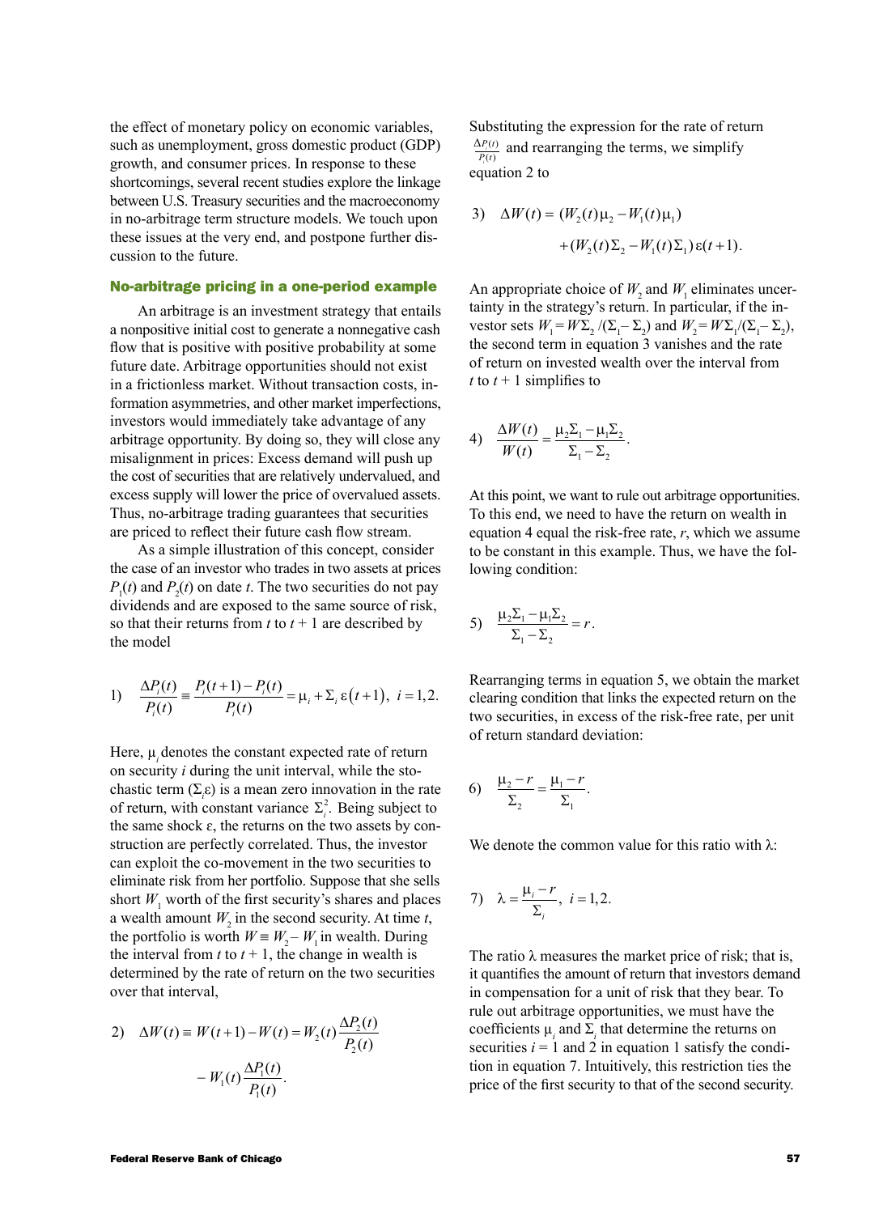the effect of monetary policy on economic variables, such as unemployment, gross domestic product (GDP) growth, and consumer prices. In response to these shortcomings, several recent studies explore the linkage between U.S. Treasury securities and the macroeconomy in no-arbitrage term structure models. We touch upon these issues at the very end, and postpone further discussion to the future.

### No-arbitrage pricing in a one-period example

An arbitrage is an investment strategy that entails a nonpositive initial cost to generate a nonnegative cash flow that is positive with positive probability at some future date. Arbitrage opportunities should not exist in a frictionless market. Without transaction costs, information asymmetries, and other market imperfections, investors would immediately take advantage of any arbitrage opportunity. By doing so, they will close any misalignment in prices: Excess demand will push up the cost of securities that are relatively undervalued, and excess supply will lower the price of overvalued assets. Thus, no-arbitrage trading guarantees that securities are priced to reflect their future cash flow stream.

As a simple illustration of this concept, consider the case of an investor who trades in two assets at prices $P_1(t)$ and $P_2(t)$ on date $t$. The two securities do not pay dividends and are exposed to the same source of risk, so that their returns from $t$ to $t + 1$ are described by the model

$$1)\quad \frac{\Delta P_i(t)}{P_i(t)} \equiv \frac{P_i(t+1)-P_i(t)}{P_i(t)} = \mu_i + \Sigma_i\,\varepsilon(t+1),\ \ i=1,2.$$

Here, $\mu_i$ denotes the constant expected rate of return on security $i$ during the unit interval, while the stochastic term ($\Sigma_i\varepsilon$) is a mean zero innovation in the rate of return, with constant variance $\Sigma_i^2$. Being subject to the same shock $\varepsilon$, the returns on the two assets by construction are perfectly correlated. Thus, the investor can exploit the co-movement in the two securities to eliminate risk from her portfolio. Suppose that she sells short $W_1$ worth of the first security's shares and places a wealth amount $W_2$ in the second security. At time $t$, the portfolio is worth $W \equiv W_2 - W_1$ in wealth. During the interval from $t$ to $t + 1$, the change in wealth is determined by the rate of return on the two securities over that interval,

$$2)\quad \Delta W(t) \equiv W(t+1) - W(t) = W_2(t)\frac{\Delta P_2(t)}{P_2(t)} - W_1(t)\frac{\Delta P_1(t)}{P_1(t)}.$$

Substituting the expression for the rate of return $\frac{\Delta P(t)}{P_i(t)}$ and rearranging the terms, we simplify equation 2 to

$$3)\quad \Delta W(t) = (W_2(t)\mu_2 - W_1(t)\mu_1) + (W_2(t)\Sigma_2 - W_1(t)\Sigma_1)\,\varepsilon(t+1).$$

An appropriate choice of $W_2$ and $W_1$ eliminates uncertainty in the strategy's return. In particular, if the investor sets $W_1 = W\Sigma_2/(\Sigma_1 - \Sigma_2)$ and $W_2 = W\Sigma_1/(\Sigma_1 - \Sigma_2)$, the second term in equation 3 vanishes and the rate of return on invested wealth over the interval from $t$ to $t + 1$ simplifies to

$$4)\quad \frac{\Delta W(t)}{W(t)} = \frac{\mu_2\Sigma_1 - \mu_1\Sigma_2}{\Sigma_1 - \Sigma_2}.$$

At this point, we want to rule out arbitrage opportunities. To this end, we need to have the return on wealth in equation 4 equal the risk-free rate, $r$, which we assume to be constant in this example. Thus, we have the following condition:

$$5)\quad \frac{\mu_2\Sigma_1 - \mu_1\Sigma_2}{\Sigma_1 - \Sigma_2} = r.$$

Rearranging terms in equation 5, we obtain the market clearing condition that links the expected return on the two securities, in excess of the risk-free rate, per unit of return standard deviation:

$$6)\quad \frac{\mu_2 - r}{\Sigma_2} = \frac{\mu_1 - r}{\Sigma_1}.$$

We denote the common value for this ratio with $\lambda$:

$$7)\quad \lambda = \frac{\mu_i - r}{\Sigma_i},\ \ i=1,2.$$

The ratio $\lambda$ measures the market price of risk; that is, it quantifies the amount of return that investors demand in compensation for a unit of risk that they bear. To rule out arbitrage opportunities, we must have the coefficients $\mu_i$ and $\Sigma_i$ that determine the returns on securities $i = 1$ and 2 in equation 1 satisfy the condition in equation 7. Intuitively, this restriction ties the price of the first security to that of the second security.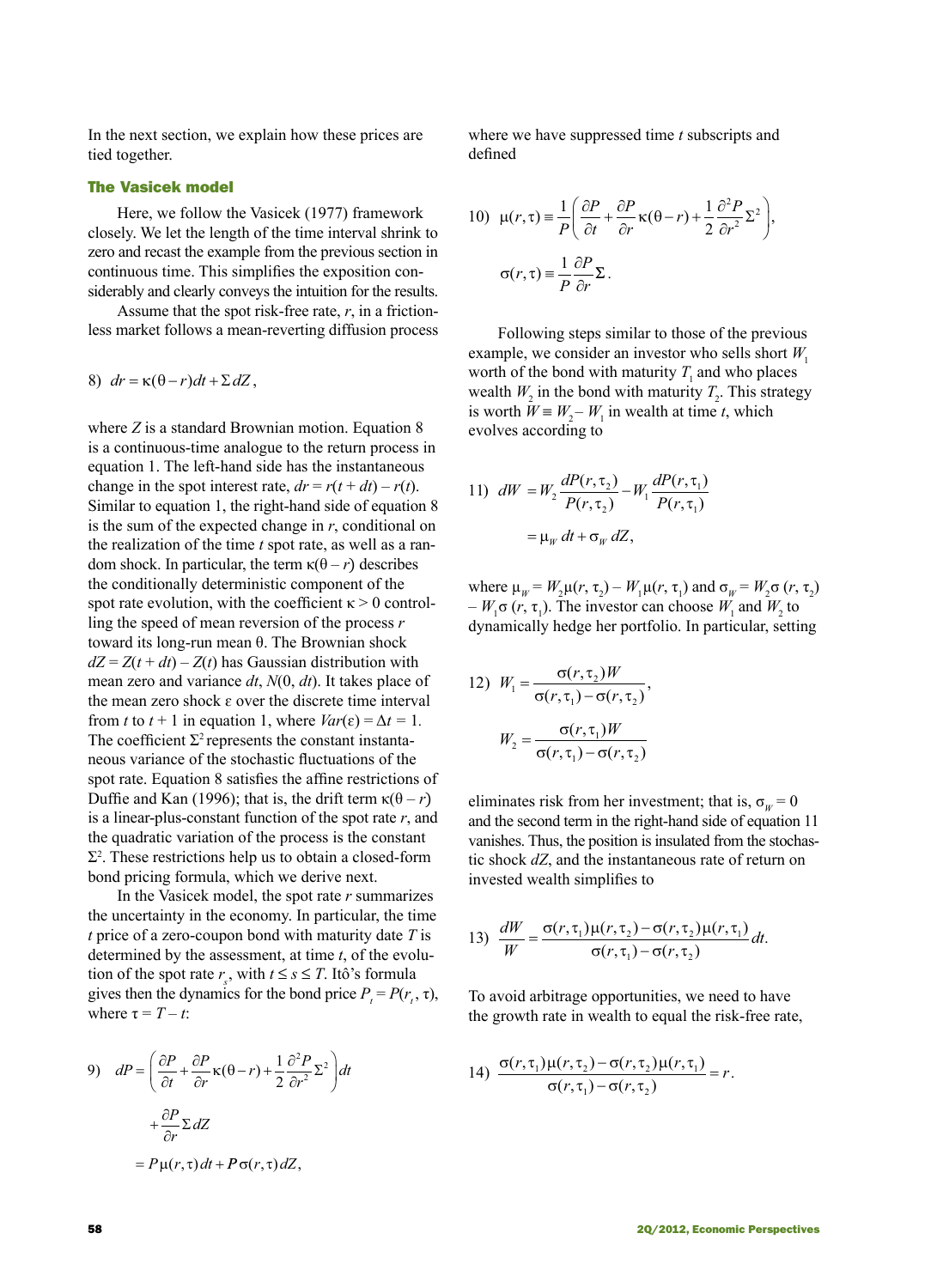In the next section, we explain how these prices are tied together.

## The Vasicek model

Here, we follow the Vasicek (1977) framework closely. We let the length of the time interval shrink to zero and recast the example from the previous section in continuous time. This simplifies the exposition considerably and clearly conveys the intuition for the results.

Assume that the spot risk-free rate, $r$, in a frictionless market follows a mean-reverting diffusion process

$$8)\quad dr = \kappa(\theta - r)dt + \Sigma\, dZ,$$

where $Z$ is a standard Brownian motion. Equation 8 is a continuous-time analogue to the return process in equation 1. The left-hand side has the instantaneous change in the spot interest rate, $dr = r(t + dt) - r(t)$. Similar to equation 1, the right-hand side of equation 8 is the sum of the expected change in $r$, conditional on the realization of the time $t$ spot rate, as well as a random shock. In particular, the term $\kappa(\theta - r)$ describes the conditionally deterministic component of the spot rate evolution, with the coefficient $\kappa > 0$ controlling the speed of mean reversion of the process $r$ toward its long-run mean $\theta$. The Brownian shock $dZ = Z(t + dt) - Z(t)$ has Gaussian distribution with mean zero and variance $dt$, $N(0, dt)$. It takes place of the mean zero shock $\varepsilon$ over the discrete time interval from $t$ to $t + 1$ in equation 1, where $Var(\varepsilon) = \Delta t = 1$. The coefficient $\Sigma^2$ represents the constant instantaneous variance of the stochastic fluctuations of the spot rate. Equation 8 satisfies the affine restrictions of Duffie and Kan (1996); that is, the drift term $\kappa(\theta - r)$ is a linear-plus-constant function of the spot rate $r$, and the quadratic variation of the process is the constant $\Sigma^2$. These restrictions help us to obtain a closed-form bond pricing formula, which we derive next.

In the Vasicek model, the spot rate $r$ summarizes the uncertainty in the economy. In particular, the time $t$ price of a zero-coupon bond with maturity date $T$ is determined by the assessment, at time $t$, of the evolution of the spot rate $r_s$, with $t \leq s \leq T$. Itô's formula gives then the dynamics for the bond price $P_t = P(r_t, \tau)$, where $\tau = T - t$:

$$9)\quad dP = \left(\frac{\partial P}{\partial t} + \frac{\partial P}{\partial r}\kappa(\theta - r) + \frac{1}{2}\frac{\partial^2 P}{\partial r^2}\Sigma^2\right)dt + \frac{\partial P}{\partial r}\Sigma\, dZ = P\mu(r,\tau)dt + P\sigma(r,\tau)dZ,$$

where we have suppressed time $t$ subscripts and defined

$$10)\quad \mu(r,\tau) \equiv \frac{1}{P}\left(\frac{\partial P}{\partial t} + \frac{\partial P}{\partial r}\kappa(\theta - r) + \frac{1}{2}\frac{\partial^2 P}{\partial r^2}\Sigma^2\right),$$

$$\sigma(r,\tau) \equiv \frac{1}{P}\frac{\partial P}{\partial r}\Sigma.$$

Following steps similar to those of the previous example, we consider an investor who sells short $W_1$ worth of the bond with maturity $T_1$ and who places wealth $W_2$ in the bond with maturity $T_2$. This strategy is worth $W \equiv W_2 - W_1$ in wealth at time $t$, which evolves according to

$$11)\quad dW = W_2\frac{dP(r,\tau_2)}{P(r,\tau_2)} - W_1\frac{dP(r,\tau_1)}{P(r,\tau_1)} = \mu_W\, dt + \sigma_W\, dZ,$$

where $\mu_W = W_2\mu(r, \tau_2) - W_1\mu(r, \tau_1)$ and $\sigma_W = W_2\sigma(r, \tau_2) - W_1\sigma(r, \tau_1)$. The investor can choose $W_1$ and $W_2$ to dynamically hedge her portfolio. In particular, setting

$$12)\quad W_1 = \frac{\sigma(r,\tau_2)W}{\sigma(r,\tau_1) - \sigma(r,\tau_2)},$$

$$W_2 = \frac{\sigma(r,\tau_1)W}{\sigma(r,\tau_1) - \sigma(r,\tau_2)}$$

eliminates risk from her investment; that is, $\sigma_W = 0$ and the second term in the right-hand side of equation 11 vanishes. Thus, the position is insulated from the stochastic shock $dZ$, and the instantaneous rate of return on invested wealth simplifies to

$$13)\quad \frac{dW}{W} = \frac{\sigma(r,\tau_1)\mu(r,\tau_2) - \sigma(r,\tau_2)\mu(r,\tau_1)}{\sigma(r,\tau_1) - \sigma(r,\tau_2)}dt.$$

To avoid arbitrage opportunities, we need to have the growth rate in wealth to equal the risk-free rate,

$$14)\quad \frac{\sigma(r,\tau_1)\mu(r,\tau_2) - \sigma(r,\tau_2)\mu(r,\tau_1)}{\sigma(r,\tau_1) - \sigma(r,\tau_2)} = r.$$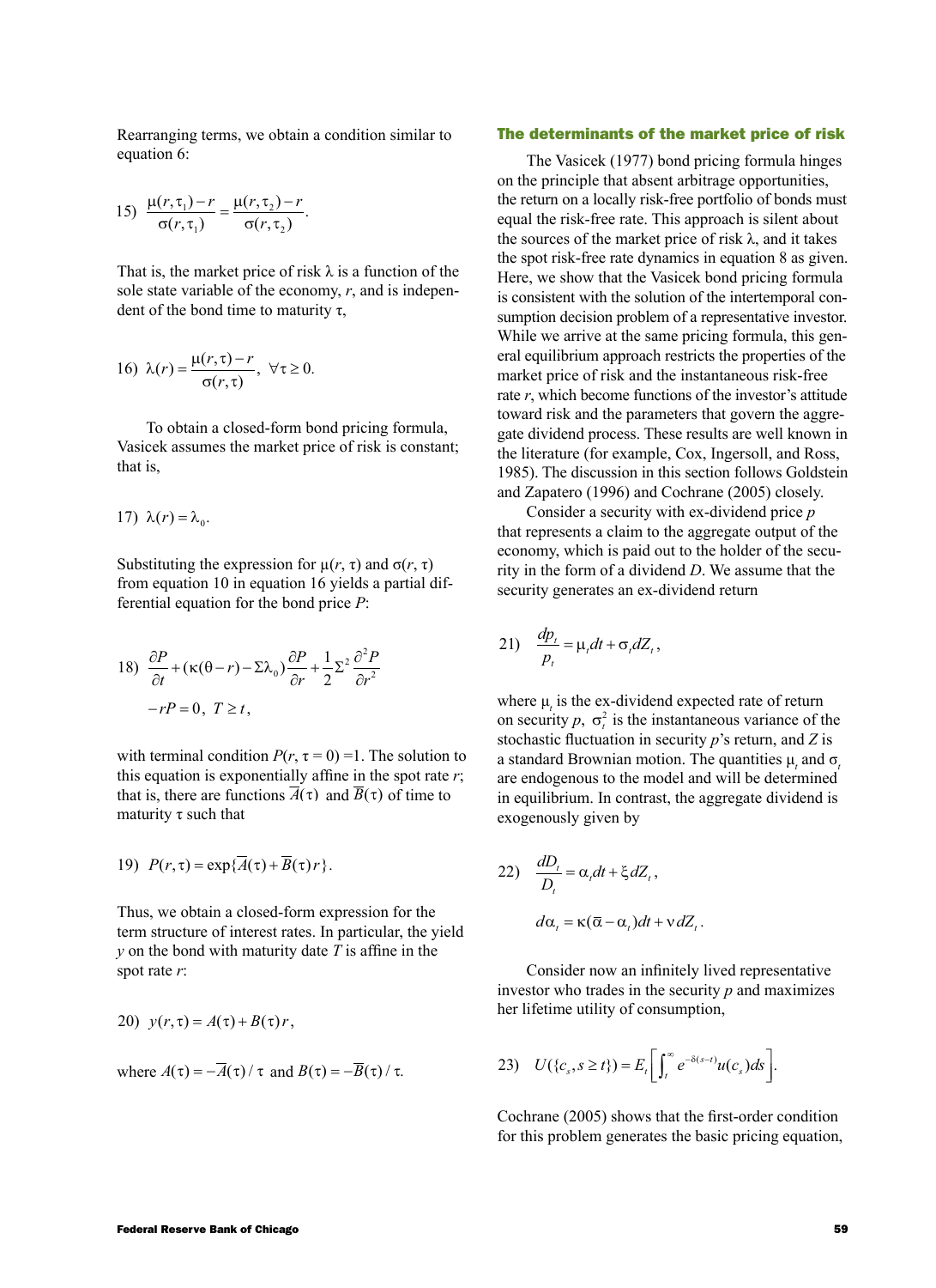Rearranging terms, we obtain a condition similar to equation 6:

$$15)\quad \frac{\mu(r,\tau_1)-r}{\sigma(r,\tau_1)} = \frac{\mu(r,\tau_2)-r}{\sigma(r,\tau_2)}.$$

That is, the market price of risk $\lambda$ is a function of the sole state variable of the economy, $r$, and is independent of the bond time to maturity $\tau$,

$$16)\quad \lambda(r) = \frac{\mu(r,\tau)-r}{\sigma(r,\tau)},\ \forall \tau \geq 0.$$

To obtain a closed-form bond pricing formula, Vasicek assumes the market price of risk is constant; that is,

$$17)\quad \lambda(r) = \lambda_0.$$

Substituting the expression for $\mu(r, \tau)$ and $\sigma(r, \tau)$ from equation 10 in equation 16 yields a partial differential equation for the bond price $P$:

$$18)\quad \frac{\partial P}{\partial t} + (\kappa(\theta - r) - \Sigma\lambda_0)\frac{\partial P}{\partial r} + \frac{1}{2}\Sigma^2\frac{\partial^2 P}{\partial r^2} - rP = 0,\ T \geq t,$$

with terminal condition $P(r, \tau = 0) = 1$. The solution to this equation is exponentially affine in the spot rate $r$; that is, there are functions $\overline{A}(\tau)$ and $\overline{B}(\tau)$ of time to maturity $\tau$ such that

$$19)\quad P(r,\tau) = \exp\{\overline{A}(\tau) + \overline{B}(\tau)r\}.$$

Thus, we obtain a closed-form expression for the term structure of interest rates. In particular, the yield $y$ on the bond with maturity date $T$ is affine in the spot rate $r$:

$$20)\quad y(r,\tau) = A(\tau) + B(\tau)r,$$

where $A(\tau) = -\overline{A}(\tau)/\tau$ and $B(\tau) = -\overline{B}(\tau)/\tau$.

## The determinants of the market price of risk

The Vasicek (1977) bond pricing formula hinges on the principle that absent arbitrage opportunities, the return on a locally risk-free portfolio of bonds must equal the risk-free rate. This approach is silent about the sources of the market price of risk $\lambda$, and it takes the spot risk-free rate dynamics in equation 8 as given. Here, we show that the Vasicek bond pricing formula is consistent with the solution of the intertemporal consumption decision problem of a representative investor. While we arrive at the same pricing formula, this general equilibrium approach restricts the properties of the market price of risk and the instantaneous risk-free rate $r$, which become functions of the investor's attitude toward risk and the parameters that govern the aggregate dividend process. These results are well known in the literature (for example, Cox, Ingersoll, and Ross, 1985). The discussion in this section follows Goldstein and Zapatero (1996) and Cochrane (2005) closely.

Consider a security with ex-dividend price $p$ that represents a claim to the aggregate output of the economy, which is paid out to the holder of the security in the form of a dividend $D$. We assume that the security generates an ex-dividend return

$$21)\quad \frac{dp_t}{p_t} = \mu_t dt + \sigma_t dZ_t,$$

where $\mu_t$ is the ex-dividend expected rate of return on security $p$, $\sigma_t^2$ is the instantaneous variance of the stochastic fluctuation in security $p$'s return, and $Z$ is a standard Brownian motion. The quantities $\mu_t$ and $\sigma_t$ are endogenous to the model and will be determined in equilibrium. In contrast, the aggregate dividend is exogenously given by

$$22)\quad \frac{dD_t}{D_t} = \alpha_t dt + \xi dZ_t,$$
$$d\alpha_t = \kappa(\overline{\alpha} - \alpha_t)dt + \nu dZ_t.$$

Consider now an infinitely lived representative investor who trades in the security $p$ and maximizes her lifetime utility of consumption,

$$23)\quad U(\{c_s, s \geq t\}) = E_t\left[\int_t^\infty e^{-\delta(s-t)}u(c_s)ds\right].$$

Cochrane (2005) shows that the first-order condition for this problem generates the basic pricing equation,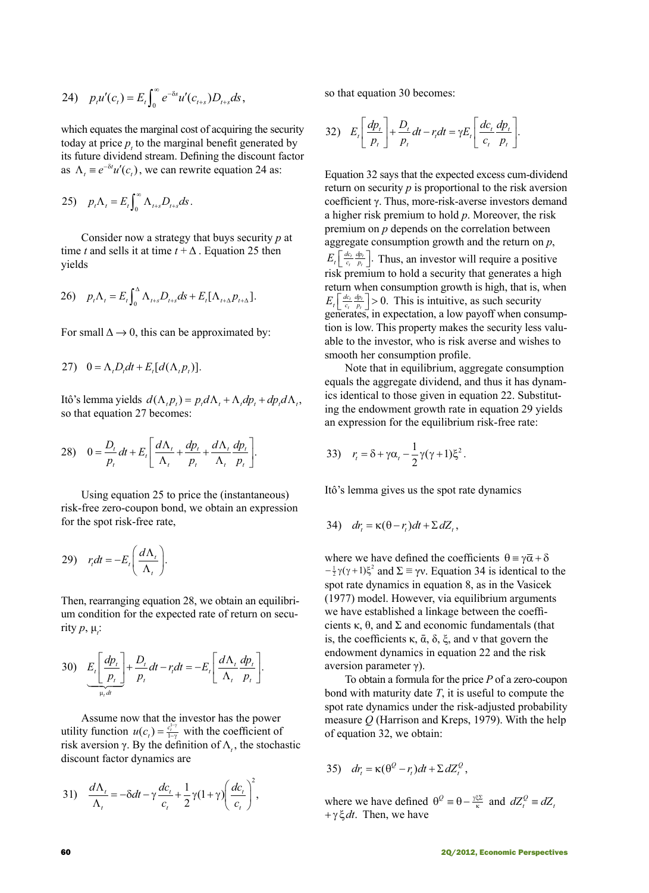$$24)\quad p_t u'(c_t) = E_t \int_0^\infty e^{-\delta s} u'(c_{t+s}) D_{t+s} ds,$$

which equates the marginal cost of acquiring the security today at price $p_t$ to the marginal benefit generated by its future dividend stream. Defining the discount factor as $\Lambda_t \equiv e^{-\delta t} u'(c_t)$, we can rewrite equation 24 as:

$$25)\quad p_t \Lambda_t = E_t \int_0^\infty \Lambda_{t+s} D_{t+s} ds.$$

Consider now a strategy that buys security $p$ at time $t$ and sells it at time $t + \Delta$. Equation 25 then yields

$$26)\quad p_t \Lambda_t = E_t \int_0^\Delta \Lambda_{t+s} D_{t+s} ds + E_t[\Lambda_{t+\Delta} p_{t+\Delta}].$$

For small $\Delta \to 0$, this can be approximated by:

$$27)\quad 0 = \Lambda_t D_t dt + E_t[d(\Lambda_t p_t)].$$

Itô's lemma yields $d(\Lambda_t p_t) = p_t d\Lambda_t + \Lambda_t dp_t + dp_t d\Lambda_t$, so that equation 27 becomes:

$$28)\quad 0 = \frac{D_t}{p_t} dt + E_t\left[\frac{d\Lambda_t}{\Lambda_t} + \frac{dp_t}{p_t} + \frac{d\Lambda_t}{\Lambda_t}\frac{dp_t}{p_t}\right].$$

Using equation 25 to price the (instantaneous) risk-free zero-coupon bond, we obtain an expression for the spot risk-free rate,

$$29)\quad r_t dt = -E_t\left(\frac{d\Lambda_t}{\Lambda_t}\right).$$

Then, rearranging equation 28, we obtain an equilibrium condition for the expected rate of return on security $p$, $\mu_t$:

$$30)\quad \underbrace{E_t\left[\frac{dp_t}{p_t}\right]}_{\mu_t dt} + \frac{D_t}{p_t} dt - r_t dt = -E_t\left[\frac{d\Lambda_t}{\Lambda_t}\frac{dp_t}{p_t}\right].$$

Assume now that the investor has the power utility function $u(c_t) = \frac{c_t^{1-\gamma}}{1-\gamma}$ with the coefficient of risk aversion $\gamma$. By the definition of $\Lambda_t$, the stochastic discount factor dynamics are

$$31)\quad \frac{d\Lambda_t}{\Lambda_t} = -\delta dt - \gamma \frac{dc_t}{c_t} + \frac{1}{2}\gamma(1+\gamma)\left(\frac{dc_t}{c_t}\right)^2,$$

so that equation 30 becomes:

$$32)\quad E_t\left[\frac{dp_t}{p_t}\right] + \frac{D_t}{p_t} dt - r_t dt = \gamma E_t\left[\frac{dc_t}{c_t}\frac{dp_t}{p_t}\right].$$

Equation 32 says that the expected excess cum-dividend return on security $p$ is proportional to the risk aversion coefficient $\gamma$. Thus, more-risk-averse investors demand a higher risk premium to hold $p$. Moreover, the risk premium on $p$ depends on the correlation between aggregate consumption growth and the return on $p$, $E_t\left[\frac{dc_t}{c_t}\frac{dp_t}{p_t}\right]$. Thus, an investor will require a positive risk premium to hold a security that generates a high return when consumption growth is high, that is, when $E_t\left[\frac{dc_t}{c_t}\frac{dp_t}{p_t}\right] > 0$. This is intuitive, as such security generates, in expectation, a low payoff when consumption is low. This property makes the security less valuable to the investor, who is risk averse and wishes to smooth her consumption profile.

Note that in equilibrium, aggregate consumption equals the aggregate dividend, and thus it has dynamics identical to those given in equation 22. Substituting the endowment growth rate in equation 29 yields an expression for the equilibrium risk-free rate:

$$33)\quad r_t = \delta + \gamma\alpha_t - \frac{1}{2}\gamma(\gamma+1)\xi^2.$$

Itô's lemma gives us the spot rate dynamics

$$34)\quad dr_t = \kappa(\theta - r_t)dt + \Sigma dZ_t,$$

where we have defined the coefficients $\theta \equiv \gamma\bar{\alpha} + \delta - \frac{1}{2}\gamma(\gamma+1)\xi^2$ and $\Sigma \equiv \gamma\nu$. Equation 34 is identical to the spot rate dynamics in equation 8, as in the Vasicek (1977) model. However, via equilibrium arguments we have established a linkage between the coefficients $\kappa$, $\theta$, and $\Sigma$ and economic fundamentals (that is, the coefficients $\kappa$, $\bar{\alpha}$, $\delta$, $\xi$, and $\nu$ that govern the endowment dynamics in equation 22 and the risk aversion parameter $\gamma$).

To obtain a formula for the price $P$ of a zero-coupon bond with maturity date $T$, it is useful to compute the spot rate dynamics under the risk-adjusted probability measure $Q$ (Harrison and Kreps, 1979). With the help of equation 32, we obtain:

$$35)\quad dr_t = \kappa(\theta^Q - r_t)dt + \Sigma dZ_t^Q,$$

where we have defined $\theta^Q \equiv \theta - \frac{\gamma\xi\Sigma}{\kappa}$ and $dZ_t^Q \equiv dZ_t + \gamma\xi dt$. Then, we have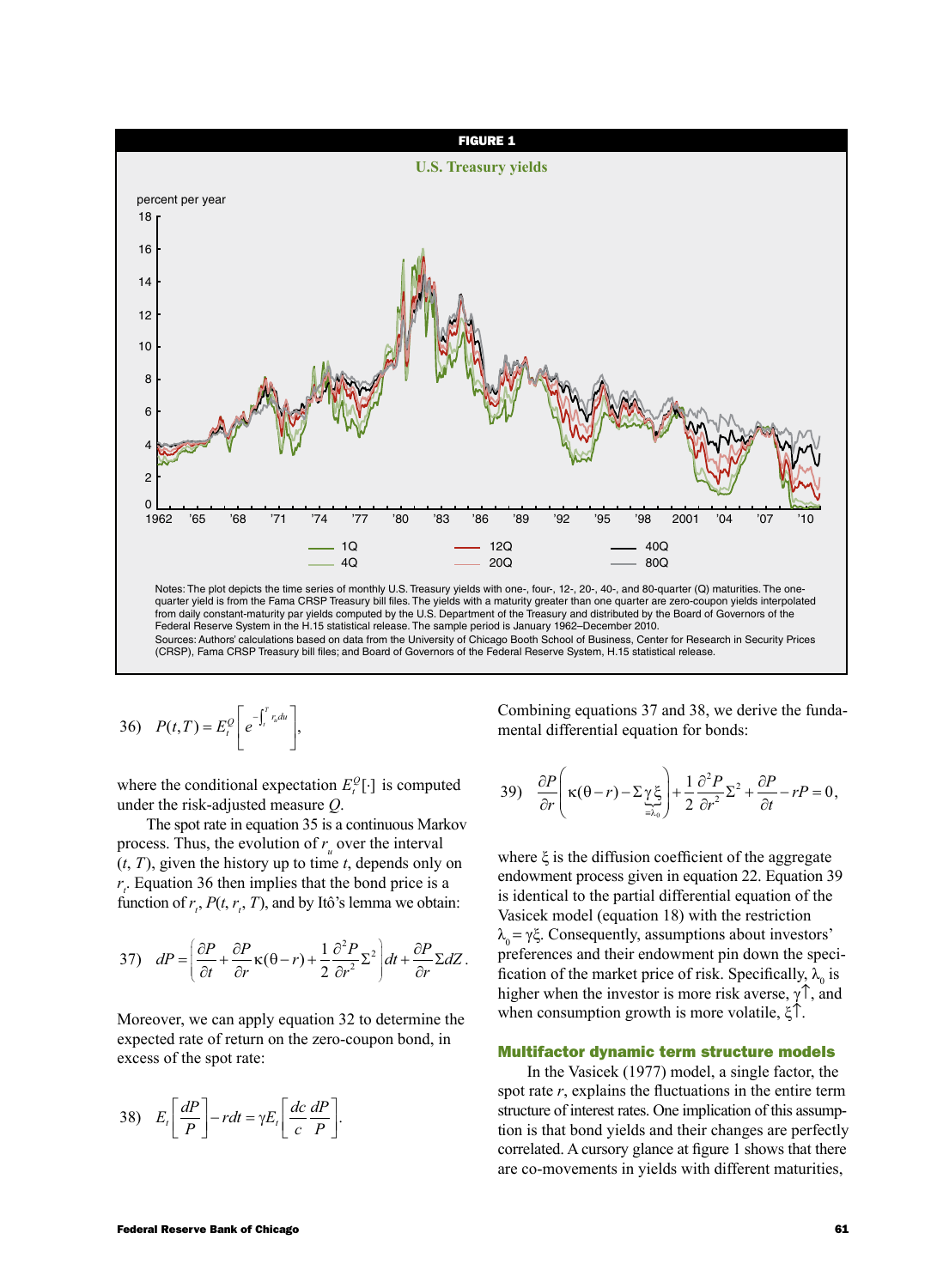**FIGURE 1**

**U.S. Treasury yields**

Notes: The plot depicts the time series of monthly U.S. Treasury yields with one-, four-, 12-, 20-, 40-, and 80-quarter (Q) maturities. The one-quarter yield is from the Fama CRSP Treasury bill files. The yields with a maturity greater than one quarter are zero-coupon yields interpolated from daily constant-maturity par yields computed by the U.S. Department of the Treasury and distributed by the Board of Governors of the Federal Reserve System in the H.15 statistical release. The sample period is January 1962–December 2010.

Sources: Authors' calculations based on data from the University of Chicago Booth School of Business, Center for Research in Security Prices (CRSP), Fama CRSP Treasury bill files; and Board of Governors of the Federal Reserve System, H.15 statistical release.

$$36)\quad P(t,T) = E_t^Q\left[e^{-\int_t^T r_u du}\right],$$

where the conditional expectation $E_t^Q[\cdot]$ is computed under the risk-adjusted measure $Q$.

The spot rate in equation 35 is a continuous Markov process. Thus, the evolution of $r_u$ over the interval $(t, T)$, given the history up to time $t$, depends only on $r_t$. Equation 36 then implies that the bond price is a function of $r_t$, $P(t, r_t, T)$, and by Itô's lemma we obtain:

$$37)\quad dP = \left(\frac{\partial P}{\partial t} + \frac{\partial P}{\partial r}\kappa(\theta - r) + \frac{1}{2}\frac{\partial^2 P}{\partial r^2}\Sigma^2\right)dt + \frac{\partial P}{\partial r}\Sigma dZ.$$

Moreover, we can apply equation 32 to determine the expected rate of return on the zero-coupon bond, in excess of the spot rate:

$$38)\quad E_t\left[\frac{dP}{P}\right] - rdt = \gamma E_t\left[\frac{dc}{c}\frac{dP}{P}\right].$$

Combining equations 37 and 38, we derive the fundamental differential equation for bonds:

$$39)\quad \frac{\partial P}{\partial r}\left(\kappa(\theta - r) - \Sigma\underbrace{\gamma\xi}_{=\lambda_0}\right) + \frac{1}{2}\frac{\partial^2 P}{\partial r^2}\Sigma^2 + \frac{\partial P}{\partial t} - rP = 0,$$

where $\xi$ is the diffusion coefficient of the aggregate endowment process given in equation 22. Equation 39 is identical to the partial differential equation of the Vasicek model (equation 18) with the restriction $\lambda_0 = \gamma\xi$. Consequently, assumptions about investors' preferences and their endowment pin down the specification of the market price of risk. Specifically, $\lambda_0$ is higher when the investor is more risk averse, $\gamma\uparrow$, and when consumption growth is more volatile, $\xi\uparrow$.

## Multifactor dynamic term structure models

In the Vasicek (1977) model, a single factor, the spot rate $r$, explains the fluctuations in the entire term structure of interest rates. One implication of this assumption is that bond yields and their changes are perfectly correlated. A cursory glance at figure 1 shows that there are co-movements in yields with different maturities,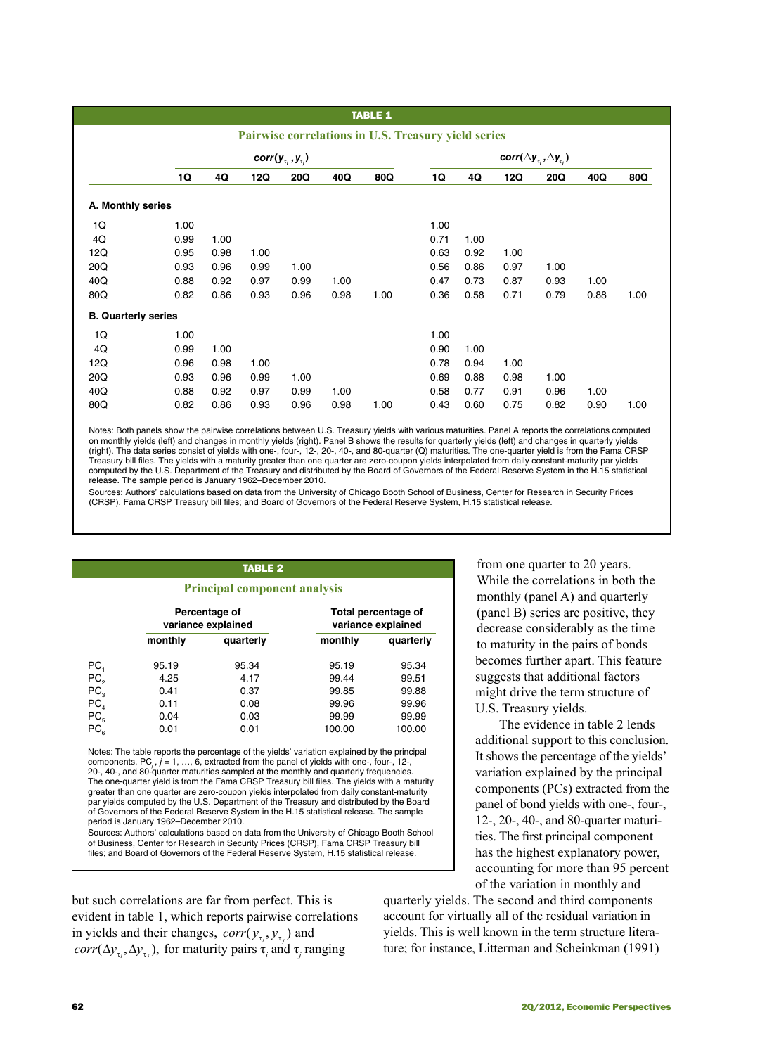**TABLE 1**

**Pairwise correlations in U.S. Treasury yield series**

| | $corr(y_{\tau_i}, y_{\tau_j})$ | | | | | | $corr(\Delta y_{\tau_i}, \Delta y_{\tau_j})$ | | | | | |
|---|---|---|---|---|---|---|---|---|---|---|---|---|
| | 1Q | 4Q | 12Q | 20Q | 40Q | 80Q | 1Q | 4Q | 12Q | 20Q | 40Q | 80Q |
| **A. Monthly series** | | | | | | | | | | | | |
| 1Q | 1.00 | | | | | | 1.00 | | | | | |
| 4Q | 0.99 | 1.00 | | | | | 0.71 | 1.00 | | | | |
| 12Q | 0.95 | 0.98 | 1.00 | | | | 0.63 | 0.92 | 1.00 | | | |
| 20Q | 0.93 | 0.96 | 0.99 | 1.00 | | | 0.56 | 0.86 | 0.97 | 1.00 | | |
| 40Q | 0.88 | 0.92 | 0.97 | 0.99 | 1.00 | | 0.47 | 0.73 | 0.87 | 0.93 | 1.00 | |
| 80Q | 0.82 | 0.86 | 0.93 | 0.96 | 0.98 | 1.00 | 0.36 | 0.58 | 0.71 | 0.79 | 0.88 | 1.00 |
| **B. Quarterly series** | | | | | | | | | | | | |
| 1Q | 1.00 | | | | | | 1.00 | | | | | |
| 4Q | 0.99 | 1.00 | | | | | 0.90 | 1.00 | | | | |
| 12Q | 0.96 | 0.98 | 1.00 | | | | 0.78 | 0.94 | 1.00 | | | |
| 20Q | 0.93 | 0.96 | 0.99 | 1.00 | | | 0.69 | 0.88 | 0.98 | 1.00 | | |
| 40Q | 0.88 | 0.92 | 0.97 | 0.99 | 1.00 | | 0.58 | 0.77 | 0.91 | 0.96 | 1.00 | |
| 80Q | 0.82 | 0.86 | 0.93 | 0.96 | 0.98 | 1.00 | 0.43 | 0.60 | 0.75 | 0.82 | 0.90 | 1.00 |

Notes: Both panels show the pairwise correlations between U.S. Treasury yields with various maturities. Panel A reports the correlations computed on monthly yields (left) and changes in monthly yields (right). Panel B shows the results for quarterly yields (left) and changes in quarterly yields (right). The data series consist of yields with one-, four-, 12-, 20-, 40-, and 80-quarter (Q) maturities. The one-quarter yield is from the Fama CRSP Treasury bill files. The yields with a maturity greater than one quarter are zero-coupon yields interpolated from daily constant-maturity par yields computed by the U.S. Department of the Treasury and distributed by the Board of Governors of the Federal Reserve System in the H.15 statistical release. The sample period is January 1962–December 2010.

Sources: Authors' calculations based on data from the University of Chicago Booth School of Business, Center for Research in Security Prices (CRSP), Fama CRSP Treasury bill files; and Board of Governors of the Federal Reserve System, H.15 statistical release.

but such correlations are far from perfect. This is evident in table 1, which reports pairwise correlations in yields and their changes, $corr(y_{\tau_i}, y_{\tau_j})$ and $corr(\Delta y_{\tau_i}, \Delta y_{\tau_j})$, for maturity pairs $\tau_i$ and $\tau_j$ ranging from one quarter to 20 years. While the correlations in both the monthly (panel A) and quarterly (panel B) series are positive, they decrease considerably as the time to maturity in the pairs of bonds becomes further apart. This feature suggests that additional factors might drive the term structure of U.S. Treasury yields.

**TABLE 2**

**Principal component analysis**

| | Percentage of variance explained | | Total percentage of variance explained | |
|---|---|---|---|---|
| | monthly | quarterly | monthly | quarterly |
| $PC_1$ | 95.19 | 95.34 | 95.19 | 95.34 |
| $PC_2$ | 4.25 | 4.17 | 99.44 | 99.51 |
| $PC_3$ | 0.41 | 0.37 | 99.85 | 99.88 |
| $PC_4$ | 0.11 | 0.08 | 99.96 | 99.96 |
| $PC_5$ | 0.04 | 0.03 | 99.99 | 99.99 |
| $PC_6$ | 0.01 | 0.01 | 100.00 | 100.00 |

Notes: The table reports the percentage of the yields' variation explained by the principal components, $PC_j$, $j = 1, \ldots, 6$, extracted from the panel of yields with one-, four-, 12-, 20-, 40-, and 80-quarter maturities sampled at the monthly and quarterly frequencies. The one-quarter yield is from the Fama CRSP Treasury bill files. The yields with a maturity greater than one quarter are zero-coupon yields interpolated from daily constant-maturity par yields computed by the U.S. Department of the Treasury and distributed by the Board of Governors of the Federal Reserve System in the H.15 statistical release. The sample period is January 1962–December 2010.

Sources: Authors' calculations based on data from the University of Chicago Booth School of Business, Center for Research in Security Prices (CRSP), Fama CRSP Treasury bill files; and Board of Governors of the Federal Reserve System, H.15 statistical release.

The evidence in table 2 lends additional support to this conclusion. It shows the percentage of the yields' variation explained by the principal components (PCs) extracted from the panel of bond yields with one-, four-, 12-, 20-, 40-, and 80-quarter maturities. The first principal component has the highest explanatory power, accounting for more than 95 percent of the variation in monthly and quarterly yields. The second and third components account for virtually all of the residual variation in yields. This is well known in the term structure literature; for instance, Litterman and Scheinkman (1991)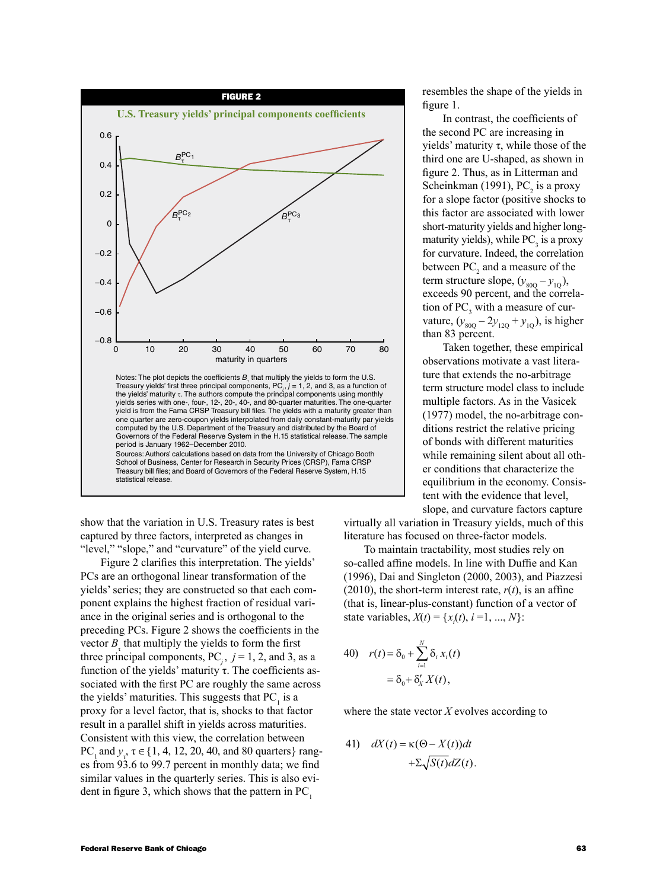**FIGURE 2**

**U.S. Treasury yields' principal components coefficients**

Notes: The plot depicts the coefficients $B_\tau$ that multiply the yields to form the U.S. Treasury yields' first three principal components, $PC_j$, $j$ = 1, 2, and 3, as a function of the yields' maturity $\tau$. The authors compute the principal components using monthly yields series with one-, four-, 12-, 20-, 40-, and 80-quarter maturities. The one-quarter yield is from the Fama CRSP Treasury bill files. The yields with a maturity greater than one quarter are zero-coupon yields interpolated from daily constant-maturity par yields computed by the U.S. Department of the Treasury and distributed by the Board of Governors of the Federal Reserve System in the H.15 statistical release. The sample period is January 1962–December 2010.

Sources: Authors' calculations based on data from the University of Chicago Booth School of Business, Center for Research in Security Prices (CRSP), Fama CRSP Treasury bill files; and Board of Governors of the Federal Reserve System, H.15 statistical release.

show that the variation in U.S. Treasury rates is best captured by three factors, interpreted as changes in "level," "slope," and "curvature" of the yield curve.

Figure 2 clarifies this interpretation. The yields' PCs are an orthogonal linear transformation of the yields' series; they are constructed so that each component explains the highest fraction of residual variance in the original series and is orthogonal to the preceding PCs. Figure 2 shows the coefficients in the vector $B_\tau$ that multiply the yields to form the first three principal components, $PC_j$, $j$ = 1, 2, and 3, as a function of the yields' maturity $\tau$. The coefficients associated with the first PC are roughly the same across the yields' maturities. This suggests that $PC_1$ is a proxy for a level factor, that is, shocks to that factor result in a parallel shift in yields across maturities. Consistent with this view, the correlation between $PC_1$ and $y_\tau$, $\tau \in \{1, 4, 12, 20, 40, \text{and } 80 \text{ quarters}\}$ ranges from 93.6 to 99.7 percent in monthly data; we find similar values in the quarterly series. This is also evident in figure 3, which shows that the pattern in $PC_1$ resembles the shape of the yields in figure 1.

In contrast, the coefficients of the second PC are increasing in yields' maturity $\tau$, while those of the third one are U-shaped, as shown in figure 2. Thus, as in Litterman and Scheinkman (1991), $PC_2$ is a proxy for a slope factor (positive shocks to this factor are associated with lower short-maturity yields and higher long-maturity yields), while $PC_3$ is a proxy for curvature. Indeed, the correlation between $PC_2$ and a measure of the term structure slope, $(y_{80Q} - y_{1Q})$, exceeds 90 percent, and the correlation of $PC_3$ with a measure of curvature, $(y_{80Q} - 2y_{12Q} + y_{1Q})$, is higher than 83 percent.

Taken together, these empirical observations motivate a vast literature that extends the no-arbitrage term structure model class to include multiple factors. As in the Vasicek (1977) model, the no-arbitrage conditions restrict the relative pricing of bonds with different maturities while remaining silent about all other conditions that characterize the equilibrium in the economy. Consistent with the evidence that level, slope, and curvature factors capture virtually all variation in Treasury yields, much of this literature has focused on three-factor models.

To maintain tractability, most studies rely on so-called affine models. In line with Duffie and Kan (1996), Dai and Singleton (2000, 2003), and Piazzesi (2010), the short-term interest rate, $r(t)$, is an affine (that is, linear-plus-constant) function of a vector of state variables, $X(t) = \{x_i(t), i = 1, ..., N\}$:

$$40) \quad r(t) = \delta_0 + \sum_{i=1}^{N} \delta_i \, x_i(t) = \delta_0 + \delta_X' X(t),$$

where the state vector $X$ evolves according to

$$41) \quad dX(t) = \kappa(\Theta - X(t))dt + \Sigma\sqrt{S(t)}dZ(t).$$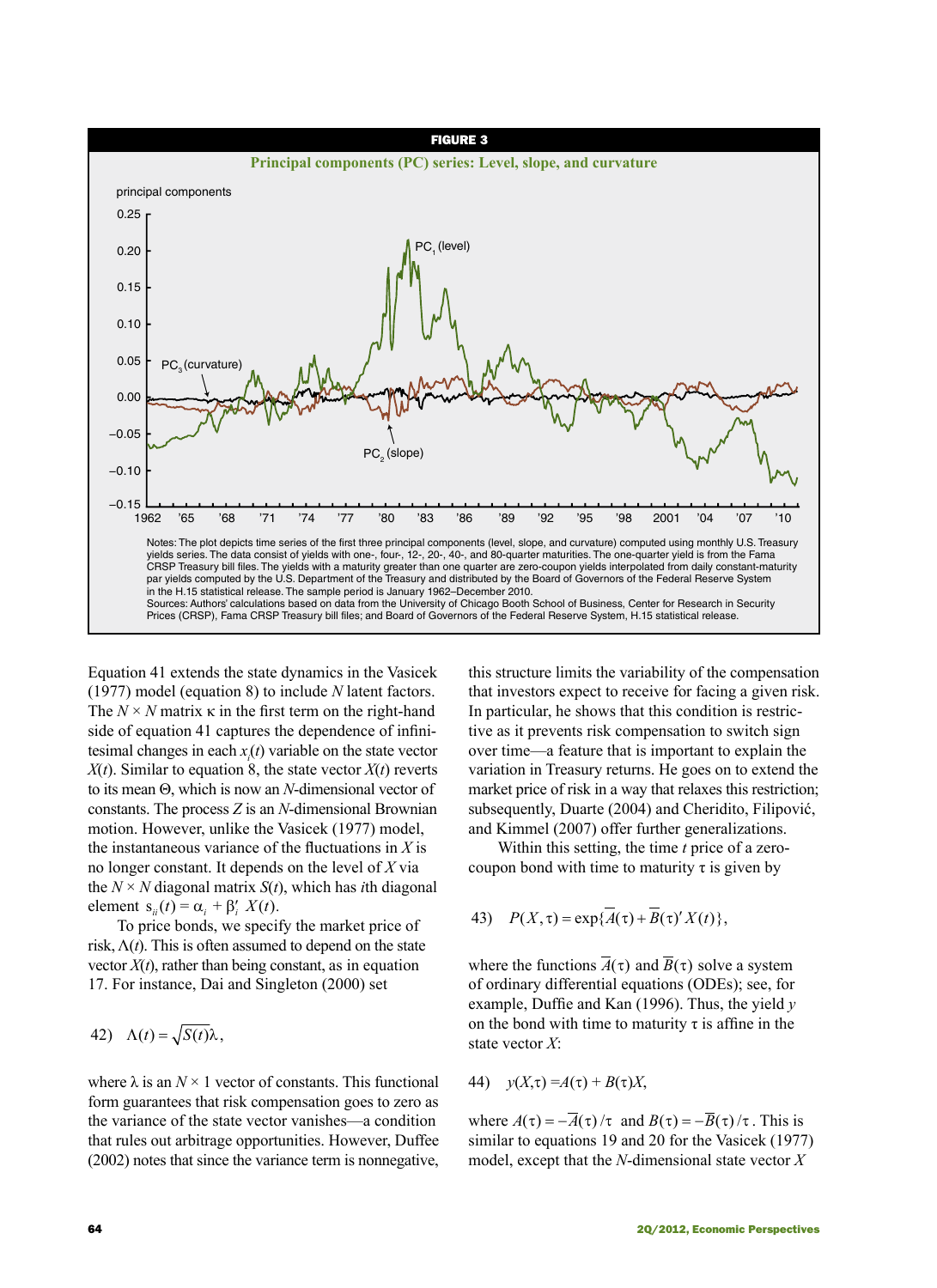**FIGURE 3**

**Principal components (PC) series: Level, slope, and curvature**

Notes: The plot depicts time series of the first three principal components (level, slope, and curvature) computed using monthly U.S. Treasury yields series. The data consist of yields with one-, four-, 12-, 20-, 40-, and 80-quarter maturities. The one-quarter yield is from the Fama CRSP Treasury bill files. The yields with a maturity greater than one quarter are zero-coupon yields interpolated from daily constant-maturity par yields computed by the U.S. Department of the Treasury and distributed by the Board of Governors of the Federal Reserve System in the H.15 statistical release. The sample period is January 1962–December 2010.

Sources: Authors' calculations based on data from the University of Chicago Booth School of Business, Center for Research in Security Prices (CRSP), Fama CRSP Treasury bill files; and Board of Governors of the Federal Reserve System, H.15 statistical release.

Equation 41 extends the state dynamics in the Vasicek (1977) model (equation 8) to include $N$ latent factors. The $N \times N$ matrix $\kappa$ in the first term on the right-hand side of equation 41 captures the dependence of infinitesimal changes in each $x_i(t)$ variable on the state vector $X(t)$. Similar to equation 8, the state vector $X(t)$ reverts to its mean $\Theta$, which is now an $N$-dimensional vector of constants. The process $Z$ is an $N$-dimensional Brownian motion. However, unlike the Vasicek (1977) model, the instantaneous variance of the fluctuations in $X$ is no longer constant. It depends on the level of $X$ via the $N \times N$ diagonal matrix $S(t)$, which has $i$th diagonal element $s_{ii}(t) = \alpha_i + \beta_i' X(t)$.

To price bonds, we specify the market price of risk, $\Lambda(t)$. This is often assumed to depend on the state vector $X(t)$, rather than being constant, as in equation 17. For instance, Dai and Singleton (2000) set

$$42) \quad \Lambda(t) = \sqrt{S(t)}\lambda,$$

where $\lambda$ is an $N \times 1$ vector of constants. This functional form guarantees that risk compensation goes to zero as the variance of the state vector vanishes—a condition that rules out arbitrage opportunities. However, Duffee (2002) notes that since the variance term is nonnegative, this structure limits the variability of the compensation that investors expect to receive for facing a given risk. In particular, he shows that this condition is restrictive as it prevents risk compensation to switch sign over time—a feature that is important to explain the variation in Treasury returns. He goes on to extend the market price of risk in a way that relaxes this restriction; subsequently, Duarte (2004) and Cheridito, Filipović, and Kimmel (2007) offer further generalizations.

Within this setting, the time $t$ price of a zero-coupon bond with time to maturity $\tau$ is given by

$$43) \quad P(X, \tau) = \exp\{\overline{A}(\tau) + \overline{B}(\tau)' X(t)\},$$

where the functions $\overline{A}(\tau)$ and $\overline{B}(\tau)$ solve a system of ordinary differential equations (ODEs); see, for example, Duffie and Kan (1996). Thus, the yield $y$ on the bond with time to maturity $\tau$ is affine in the state vector $X$:

$$44) \quad y(X,\tau) = A(\tau) + B(\tau)X,$$

where $A(\tau) = -\overline{A}(\tau)/\tau$ and $B(\tau) = -\overline{B}(\tau)/\tau$. This is similar to equations 19 and 20 for the Vasicek (1977) model, except that the $N$-dimensional state vector $X$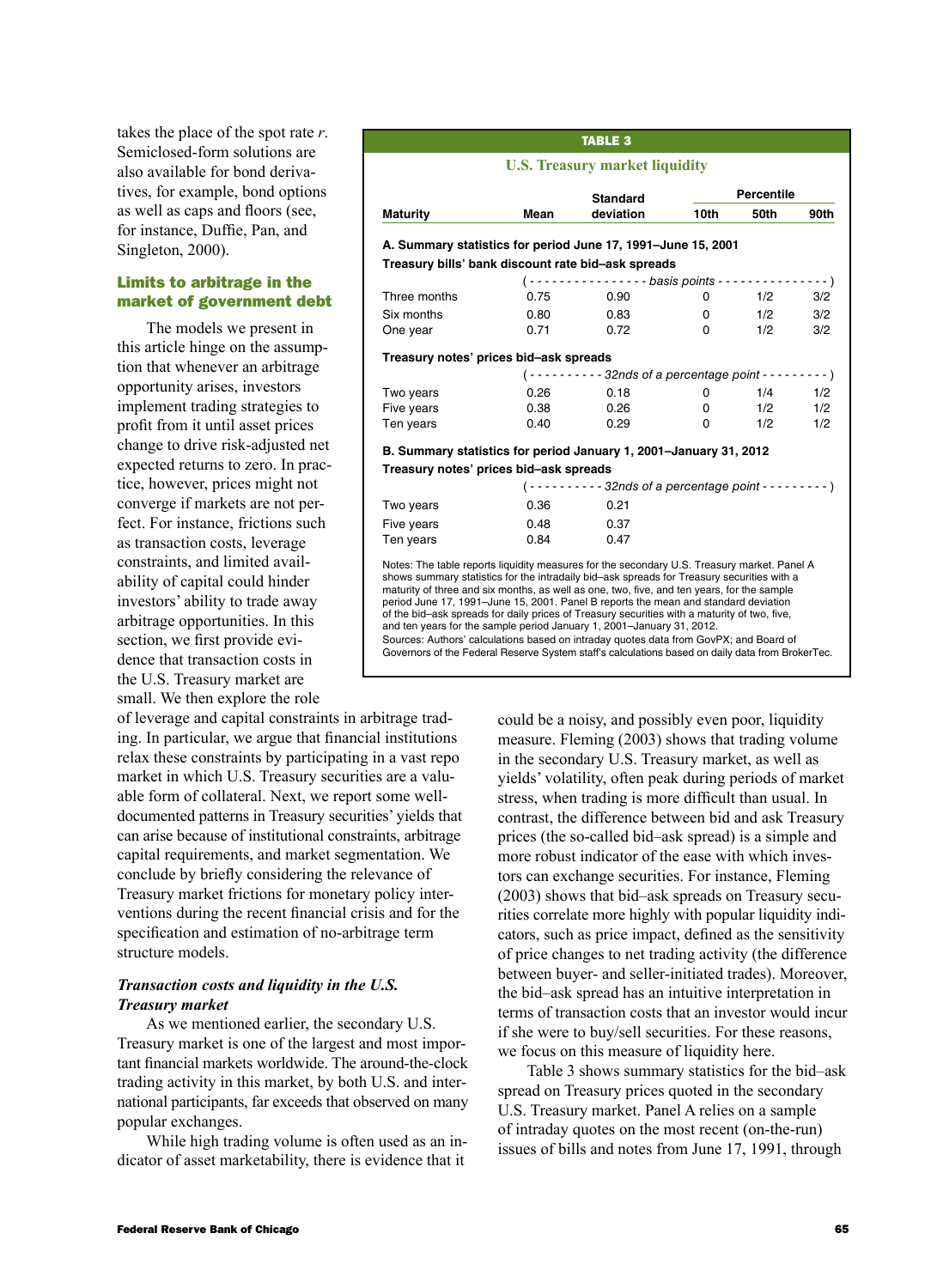takes the place of the spot rate *r*. Semiclosed-form solutions are also available for bond derivatives, for example, bond options as well as caps and floors (see, for instance, Duffie, Pan, and Singleton, 2000).

## Limits to arbitrage in the market of government debt

The models we present in this article hinge on the assumption that whenever an arbitrage opportunity arises, investors implement trading strategies to profit from it until asset prices change to drive risk-adjusted net expected returns to zero. In practice, however, prices might not converge if markets are not perfect. For instance, frictions such as transaction costs, leverage constraints, and limited availability of capital could hinder investors' ability to trade away arbitrage opportunities. In this section, we first provide evidence that transaction costs in the U.S. Treasury market are small. We then explore the role of leverage and capital constraints in arbitrage trading. In particular, we argue that financial institutions relax these constraints by participating in a vast repo market in which U.S. Treasury securities are a valuable form of collateral. Next, we report some well-documented patterns in Treasury securities' yields that can arise because of institutional constraints, arbitrage capital requirements, and market segmentation. We conclude by briefly considering the relevance of Treasury market frictions for monetary policy interventions during the recent financial crisis and for the specification and estimation of no-arbitrage term structure models.

### *Transaction costs and liquidity in the U.S. Treasury market*

As we mentioned earlier, the secondary U.S. Treasury market is one of the largest and most important financial markets worldwide. The around-the-clock trading activity in this market, by both U.S. and international participants, far exceeds that observed on many popular exchanges.

While high trading volume is often used as an indicator of asset marketability, there is evidence that it could be a noisy, and possibly even poor, liquidity measure. Fleming (2003) shows that trading volume in the secondary U.S. Treasury market, as well as yields' volatility, often peak during periods of market stress, when trading is more difficult than usual. In contrast, the difference between bid and ask Treasury prices (the so-called bid–ask spread) is a simple and more robust indicator of the ease with which investors can exchange securities. For instance, Fleming (2003) shows that bid–ask spreads on Treasury securities correlate more highly with popular liquidity indicators, such as price impact, defined as the sensitivity of price changes to net trading activity (the difference between buyer- and seller-initiated trades). Moreover, the bid–ask spread has an intuitive interpretation in terms of transaction costs that an investor would incur if she were to buy/sell securities. For these reasons, we focus on this measure of liquidity here.

Table 3 shows summary statistics for the bid–ask spread on Treasury prices quoted in the secondary U.S. Treasury market. Panel A relies on a sample of intraday quotes on the most recent (on-the-run) issues of bills and notes from June 17, 1991, through

**TABLE 3**

**U.S. Treasury market liquidity**

| Maturity | Mean | Standard deviation | Percentile 10th | Percentile 50th | Percentile 90th |
|---|---|---|---|---|---|
| **A. Summary statistics for period June 17, 1991–June 15, 2001** | | | | | |
| **Treasury bills' bank discount rate bid–ask spreads** | | | | | |
| | (- - - - - - - - - - - - | - - - - *basis points* | - - - - - - - - | - - - - - - - - | - - - - - - ) |
| Three months | 0.75 | 0.90 | 0 | 1/2 | 3/2 |
| Six months | 0.80 | 0.83 | 0 | 1/2 | 3/2 |
| One year | 0.71 | 0.72 | 0 | 1/2 | 3/2 |
| **Treasury notes' prices bid–ask spreads** | | | | | |
| | (- - - - - - - - - - | *32nds of a percentage point* | - - - - - - - - | - - - - - - - - | - - - - - - ) |
| Two years | 0.26 | 0.18 | 0 | 1/4 | 1/2 |
| Five years | 0.38 | 0.26 | 0 | 1/2 | 1/2 |
| Ten years | 0.40 | 0.29 | 0 | 1/2 | 1/2 |
| **B. Summary statistics for period January 1, 2001–January 31, 2012** | | | | | |
| **Treasury notes' prices bid–ask spreads** | | | | | |
| | (- - - - - - - - - - | *32nds of a percentage point* | - - - - - - - - | - - - - - - - - | - - - - - - ) |
| Two years | 0.36 | 0.21 | | | |
| Five years | 0.48 | 0.37 | | | |
| Ten years | 0.84 | 0.47 | | | |

Notes: The table reports liquidity measures for the secondary U.S. Treasury market. Panel A shows summary statistics for the intradaily bid–ask spreads for Treasury securities with a maturity of three and six months, as well as one, two, five, and ten years, for the sample period June 17, 1991–June 15, 2001. Panel B reports the mean and standard deviation of the bid–ask spreads for daily prices of Treasury securities with a maturity of two, five, and ten years for the sample period January 1, 2001–January 31, 2012.

Sources: Authors' calculations based on intraday quotes data from GovPX; and Board of Governors of the Federal Reserve System staff's calculations based on daily data from BrokerTec.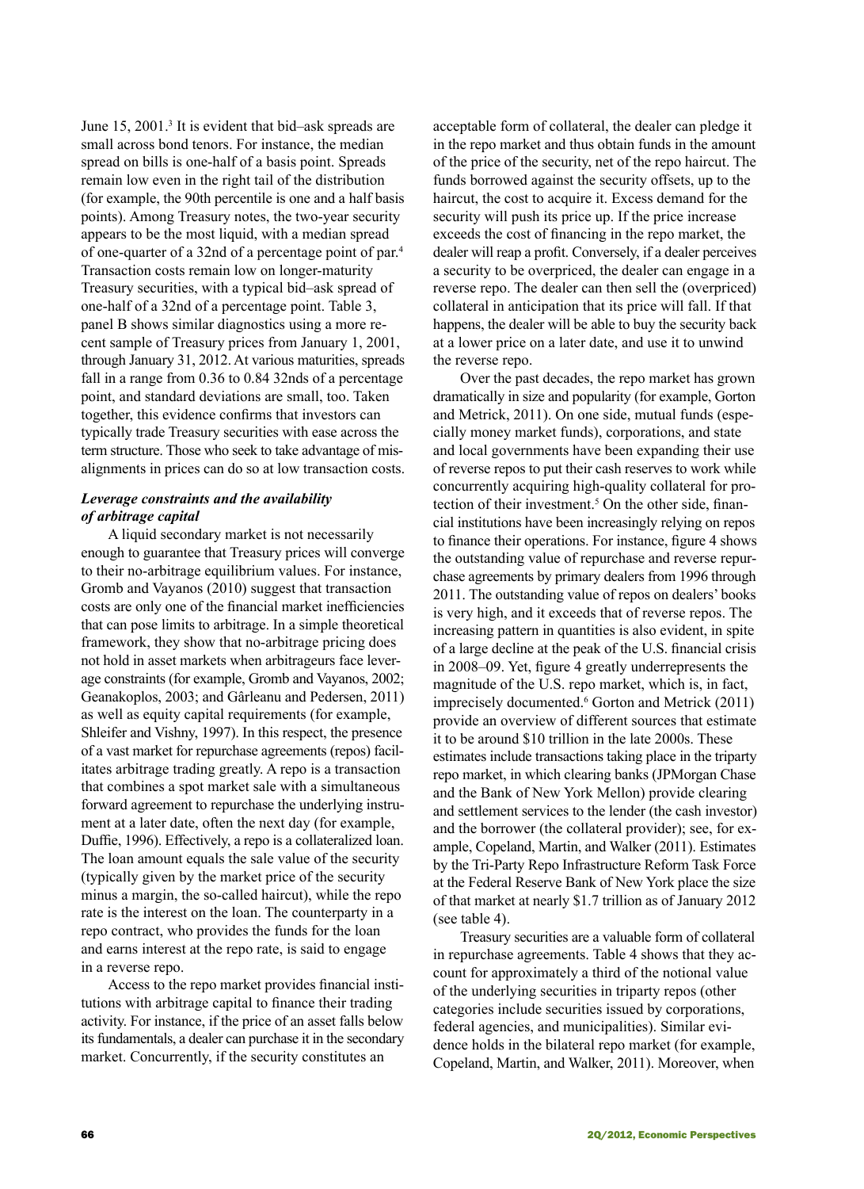June 15, 2001.[3] It is evident that bid–ask spreads are small across bond tenors. For instance, the median spread on bills is one-half of a basis point. Spreads remain low even in the right tail of the distribution (for example, the 90th percentile is one and a half basis points). Among Treasury notes, the two-year security appears to be the most liquid, with a median spread of one-quarter of a 32nd of a percentage point of par.[4] Transaction costs remain low on longer-maturity Treasury securities, with a typical bid–ask spread of one-half of a 32nd of a percentage point. Table 3, panel B shows similar diagnostics using a more recent sample of Treasury prices from January 1, 2001, through January 31, 2012. At various maturities, spreads fall in a range from 0.36 to 0.84 32nds of a percentage point, and standard deviations are small, too. Taken together, this evidence confirms that investors can typically trade Treasury securities with ease across the term structure. Those who seek to take advantage of misalignments in prices can do so at low transaction costs.

### *Leverage constraints and the availability of arbitrage capital*

A liquid secondary market is not necessarily enough to guarantee that Treasury prices will converge to their no-arbitrage equilibrium values. For instance, Gromb and Vayanos (2010) suggest that transaction costs are only one of the financial market inefficiencies that can pose limits to arbitrage. In a simple theoretical framework, they show that no-arbitrage pricing does not hold in asset markets when arbitrageurs face leverage constraints (for example, Gromb and Vayanos, 2002; Geanakoplos, 2003; and Gârleanu and Pedersen, 2011) as well as equity capital requirements (for example, Shleifer and Vishny, 1997). In this respect, the presence of a vast market for repurchase agreements (repos) facilitates arbitrage trading greatly. A repo is a transaction that combines a spot market sale with a simultaneous forward agreement to repurchase the underlying instrument at a later date, often the next day (for example, Duffie, 1996). Effectively, a repo is a collateralized loan. The loan amount equals the sale value of the security (typically given by the market price of the security minus a margin, the so-called haircut), while the repo rate is the interest on the loan. The counterparty in a repo contract, who provides the funds for the loan and earns interest at the repo rate, is said to engage in a reverse repo.

Access to the repo market provides financial institutions with arbitrage capital to finance their trading activity. For instance, if the price of an asset falls below its fundamentals, a dealer can purchase it in the secondary market. Concurrently, if the security constitutes an acceptable form of collateral, the dealer can pledge it in the repo market and thus obtain funds in the amount of the price of the security, net of the repo haircut. The funds borrowed against the security offsets, up to the haircut, the cost to acquire it. Excess demand for the security will push its price up. If the price increase exceeds the cost of financing in the repo market, the dealer will reap a profit. Conversely, if a dealer perceives a security to be overpriced, the dealer can engage in a reverse repo. The dealer can then sell the (overpriced) collateral in anticipation that its price will fall. If that happens, the dealer will be able to buy the security back at a lower price on a later date, and use it to unwind the reverse repo.

Over the past decades, the repo market has grown dramatically in size and popularity (for example, Gorton and Metrick, 2011). On one side, mutual funds (especially money market funds), corporations, and state and local governments have been expanding their use of reverse repos to put their cash reserves to work while concurrently acquiring high-quality collateral for protection of their investment.[5] On the other side, financial institutions have been increasingly relying on repos to finance their operations. For instance, figure 4 shows the outstanding value of repurchase and reverse repurchase agreements by primary dealers from 1996 through 2011. The outstanding value of repos on dealers' books is very high, and it exceeds that of reverse repos. The increasing pattern in quantities is also evident, in spite of a large decline at the peak of the U.S. financial crisis in 2008–09. Yet, figure 4 greatly underrepresents the magnitude of the U.S. repo market, which is, in fact, imprecisely documented.[6] Gorton and Metrick (2011) provide an overview of different sources that estimate it to be around \$10 trillion in the late 2000s. These estimates include transactions taking place in the triparty repo market, in which clearing banks (JPMorgan Chase and the Bank of New York Mellon) provide clearing and settlement services to the lender (the cash investor) and the borrower (the collateral provider); see, for example, Copeland, Martin, and Walker (2011). Estimates by the Tri-Party Repo Infrastructure Reform Task Force at the Federal Reserve Bank of New York place the size of that market at nearly \$1.7 trillion as of January 2012 (see table 4).

Treasury securities are a valuable form of collateral in repurchase agreements. Table 4 shows that they account for approximately a third of the notional value of the underlying securities in triparty repos (other categories include securities issued by corporations, federal agencies, and municipalities). Similar evidence holds in the bilateral repo market (for example, Copeland, Martin, and Walker, 2011). Moreover, when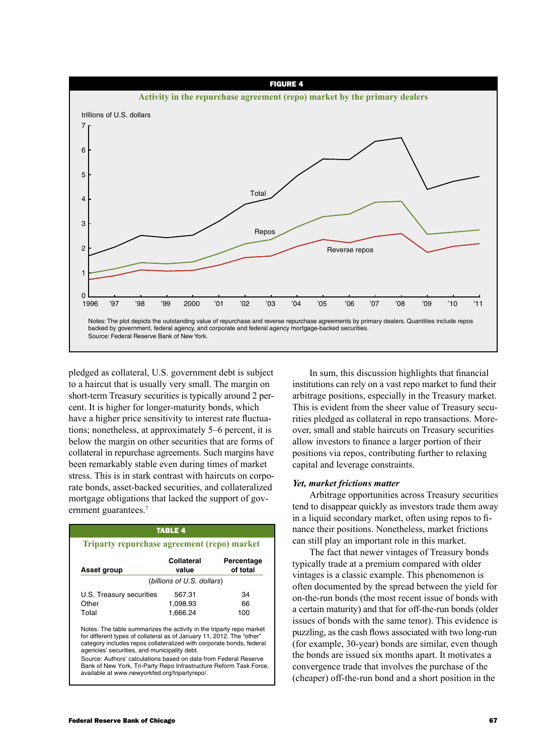**FIGURE 4**

**Activity in the repurchase agreement (repo) market by the primary dealers**

Notes: The plot depicts the outstanding value of repurchase and reverse repurchase agreements by primary dealers. Quantities include repos backed by government, federal agency, and corporate and federal agency mortgage-backed securities.
Source: Federal Reserve Bank of New York.

pledged as collateral, U.S. government debt is subject to a haircut that is usually very small. The margin on short-term Treasury securities is typically around 2 percent. It is higher for longer-maturity bonds, which have a higher price sensitivity to interest rate fluctuations; nonetheless, at approximately 5–6 percent, it is below the margin on other securities that are forms of collateral in repurchase agreements. Such margins have been remarkably stable even during times of market stress. This is in stark contrast with haircuts on corporate bonds, asset-backed securities, and collateralized mortgage obligations that lacked the support of government guarantees.[7]

**TABLE 4**

**Triparty repurchase agreement (repo) market**

| Asset group | Collateral value | Percentage of total |
|---|---|---|
| | *(billions of U.S. dollars)* | |
| U.S. Treasury securities | 567.31 | 34 |
| Other | 1,098.93 | 66 |
| Total | 1,666.24 | 100 |

Notes: The table summarizes the activity in the triparty repo market for different types of collateral as of January 11, 2012. The "other" category includes repos collateralized with corporate bonds, federal agencies' securities, and municipality debt.
Source: Authors' calculations based on data from Federal Reserve Bank of New York, Tri-Party Repo Infrastructure Reform Task Force, available at www.newyorkfed.org/tripartyrepo/.

In sum, this discussion highlights that financial institutions can rely on a vast repo market to fund their arbitrage positions, especially in the Treasury market. This is evident from the sheer value of Treasury securities pledged as collateral in repo transactions. Moreover, small and stable haircuts on Treasury securities allow investors to finance a larger portion of their positions via repos, contributing further to relaxing capital and leverage constraints.

### *Yet, market frictions matter*

Arbitrage opportunities across Treasury securities tend to disappear quickly as investors trade them away in a liquid secondary market, often using repos to finance their positions. Nonetheless, market frictions can still play an important role in this market.

The fact that newer vintages of Treasury bonds typically trade at a premium compared with older vintages is a classic example. This phenomenon is often documented by the spread between the yield for on-the-run bonds (the most recent issue of bonds with a certain maturity) and that for off-the-run bonds (older issues of bonds with the same tenor). This evidence is puzzling, as the cash flows associated with two long-run (for example, 30-year) bonds are similar, even though the bonds are issued six months apart. It motivates a convergence trade that involves the purchase of the (cheaper) off-the-run bond and a short position in the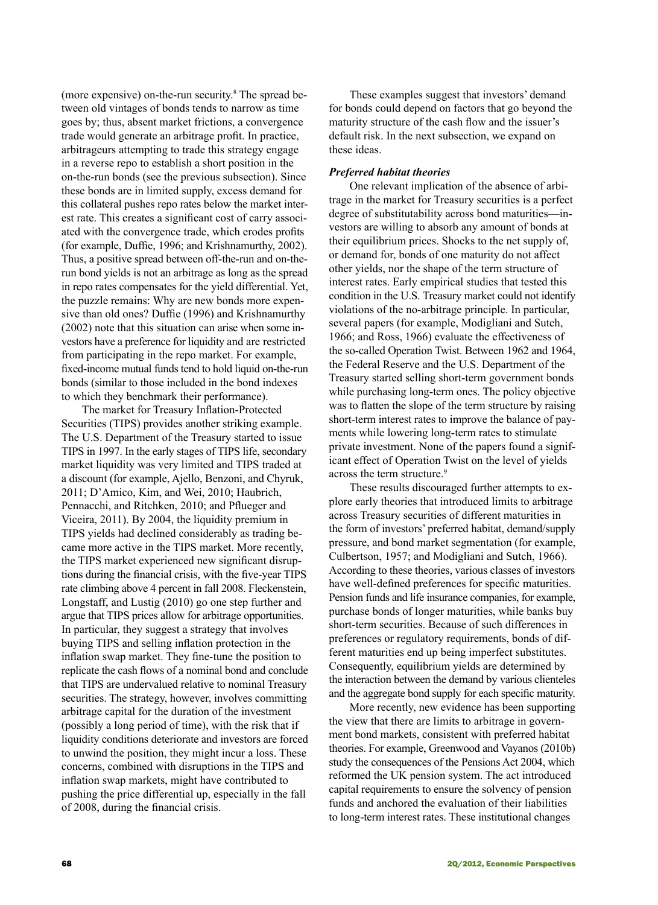(more expensive) on-the-run security.[8] The spread between old vintages of bonds tends to narrow as time goes by; thus, absent market frictions, a convergence trade would generate an arbitrage profit. In practice, arbitrageurs attempting to trade this strategy engage in a reverse repo to establish a short position in the on-the-run bonds (see the previous subsection). Since these bonds are in limited supply, excess demand for this collateral pushes repo rates below the market interest rate. This creates a significant cost of carry associated with the convergence trade, which erodes profits (for example, Duffie, 1996; and Krishnamurthy, 2002). Thus, a positive spread between off-the-run and on-the-run bond yields is not an arbitrage as long as the spread in repo rates compensates for the yield differential. Yet, the puzzle remains: Why are new bonds more expensive than old ones? Duffie (1996) and Krishnamurthy (2002) note that this situation can arise when some investors have a preference for liquidity and are restricted from participating in the repo market. For example, fixed-income mutual funds tend to hold liquid on-the-run bonds (similar to those included in the bond indexes to which they benchmark their performance).

The market for Treasury Inflation-Protected Securities (TIPS) provides another striking example. The U.S. Department of the Treasury started to issue TIPS in 1997. In the early stages of TIPS life, secondary market liquidity was very limited and TIPS traded at a discount (for example, Ajello, Benzoni, and Chyruk, 2011; D'Amico, Kim, and Wei, 2010; Haubrich, Pennacchi, and Ritchken, 2010; and Pflueger and Viceira, 2011). By 2004, the liquidity premium in TIPS yields had declined considerably as trading became more active in the TIPS market. More recently, the TIPS market experienced new significant disruptions during the financial crisis, with the five-year TIPS rate climbing above 4 percent in fall 2008. Fleckenstein, Longstaff, and Lustig (2010) go one step further and argue that TIPS prices allow for arbitrage opportunities. In particular, they suggest a strategy that involves buying TIPS and selling inflation protection in the inflation swap market. They fine-tune the position to replicate the cash flows of a nominal bond and conclude that TIPS are undervalued relative to nominal Treasury securities. The strategy, however, involves committing arbitrage capital for the duration of the investment (possibly a long period of time), with the risk that if liquidity conditions deteriorate and investors are forced to unwind the position, they might incur a loss. These concerns, combined with disruptions in the TIPS and inflation swap markets, might have contributed to pushing the price differential up, especially in the fall of 2008, during the financial crisis.

These examples suggest that investors' demand for bonds could depend on factors that go beyond the maturity structure of the cash flow and the issuer's default risk. In the next subsection, we expand on these ideas.

***Preferred habitat theories***

One relevant implication of the absence of arbitrage in the market for Treasury securities is a perfect degree of substitutability across bond maturities—investors are willing to absorb any amount of bonds at their equilibrium prices. Shocks to the net supply of, or demand for, bonds of one maturity do not affect other yields, nor the shape of the term structure of interest rates. Early empirical studies that tested this condition in the U.S. Treasury market could not identify violations of the no-arbitrage principle. In particular, several papers (for example, Modigliani and Sutch, 1966; and Ross, 1966) evaluate the effectiveness of the so-called Operation Twist. Between 1962 and 1964, the Federal Reserve and the U.S. Department of the Treasury started selling short-term government bonds while purchasing long-term ones. The policy objective was to flatten the slope of the term structure by raising short-term interest rates to improve the balance of payments while lowering long-term rates to stimulate private investment. None of the papers found a significant effect of Operation Twist on the level of yields across the term structure.[9]

These results discouraged further attempts to explore early theories that introduced limits to arbitrage across Treasury securities of different maturities in the form of investors' preferred habitat, demand/supply pressure, and bond market segmentation (for example, Culbertson, 1957; and Modigliani and Sutch, 1966). According to these theories, various classes of investors have well-defined preferences for specific maturities. Pension funds and life insurance companies, for example, purchase bonds of longer maturities, while banks buy short-term securities. Because of such differences in preferences or regulatory requirements, bonds of different maturities end up being imperfect substitutes. Consequently, equilibrium yields are determined by the interaction between the demand by various clienteles and the aggregate bond supply for each specific maturity.

More recently, new evidence has been supporting the view that there are limits to arbitrage in government bond markets, consistent with preferred habitat theories. For example, Greenwood and Vayanos (2010b) study the consequences of the Pensions Act 2004, which reformed the UK pension system. The act introduced capital requirements to ensure the solvency of pension funds and anchored the evaluation of their liabilities to long-term interest rates. These institutional changes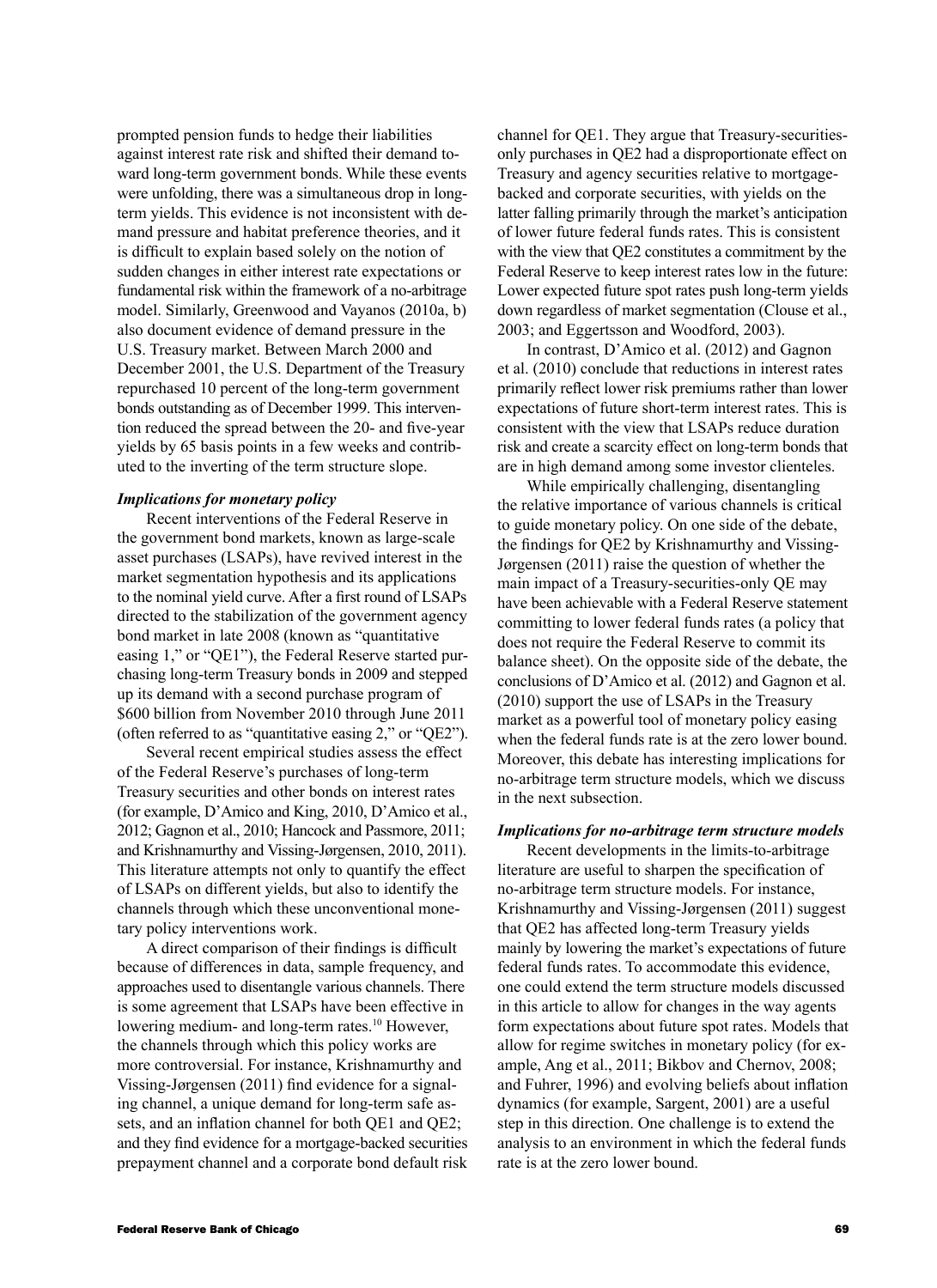prompted pension funds to hedge their liabilities against interest rate risk and shifted their demand toward long-term government bonds. While these events were unfolding, there was a simultaneous drop in long-term yields. This evidence is not inconsistent with demand pressure and habitat preference theories, and it is difficult to explain based solely on the notion of sudden changes in either interest rate expectations or fundamental risk within the framework of a no-arbitrage model. Similarly, Greenwood and Vayanos (2010a, b) also document evidence of demand pressure in the U.S. Treasury market. Between March 2000 and December 2001, the U.S. Department of the Treasury repurchased 10 percent of the long-term government bonds outstanding as of December 1999. This intervention reduced the spread between the 20- and five-year yields by 65 basis points in a few weeks and contributed to the inverting of the term structure slope.

#### *Implications for monetary policy*

Recent interventions of the Federal Reserve in the government bond markets, known as large-scale asset purchases (LSAPs), have revived interest in the market segmentation hypothesis and its applications to the nominal yield curve. After a first round of LSAPs directed to the stabilization of the government agency bond market in late 2008 (known as "quantitative easing 1," or "QE1"), the Federal Reserve started purchasing long-term Treasury bonds in 2009 and stepped up its demand with a second purchase program of \$600 billion from November 2010 through June 2011 (often referred to as "quantitative easing 2," or "QE2").

Several recent empirical studies assess the effect of the Federal Reserve's purchases of long-term Treasury securities and other bonds on interest rates (for example, D'Amico and King, 2010, D'Amico et al., 2012; Gagnon et al., 2010; Hancock and Passmore, 2011; and Krishnamurthy and Vissing-Jørgensen, 2010, 2011). This literature attempts not only to quantify the effect of LSAPs on different yields, but also to identify the channels through which these unconventional monetary policy interventions work.

A direct comparison of their findings is difficult because of differences in data, sample frequency, and approaches used to disentangle various channels. There is some agreement that LSAPs have been effective in lowering medium- and long-term rates.[10] However, the channels through which this policy works are more controversial. For instance, Krishnamurthy and Vissing-Jørgensen (2011) find evidence for a signaling channel, a unique demand for long-term safe assets, and an inflation channel for both QE1 and QE2; and they find evidence for a mortgage-backed securities prepayment channel and a corporate bond default risk channel for QE1. They argue that Treasury-securities-only purchases in QE2 had a disproportionate effect on Treasury and agency securities relative to mortgage-backed and corporate securities, with yields on the latter falling primarily through the market's anticipation of lower future federal funds rates. This is consistent with the view that QE2 constitutes a commitment by the Federal Reserve to keep interest rates low in the future: Lower expected future spot rates push long-term yields down regardless of market segmentation (Clouse et al., 2003; and Eggertsson and Woodford, 2003).

In contrast, D'Amico et al. (2012) and Gagnon et al. (2010) conclude that reductions in interest rates primarily reflect lower risk premiums rather than lower expectations of future short-term interest rates. This is consistent with the view that LSAPs reduce duration risk and create a scarcity effect on long-term bonds that are in high demand among some investor clienteles.

While empirically challenging, disentangling the relative importance of various channels is critical to guide monetary policy. On one side of the debate, the findings for QE2 by Krishnamurthy and Vissing-Jørgensen (2011) raise the question of whether the main impact of a Treasury-securities-only QE may have been achievable with a Federal Reserve statement committing to lower federal funds rates (a policy that does not require the Federal Reserve to commit its balance sheet). On the opposite side of the debate, the conclusions of D'Amico et al. (2012) and Gagnon et al. (2010) support the use of LSAPs in the Treasury market as a powerful tool of monetary policy easing when the federal funds rate is at the zero lower bound. Moreover, this debate has interesting implications for no-arbitrage term structure models, which we discuss in the next subsection.

#### *Implications for no-arbitrage term structure models*

Recent developments in the limits-to-arbitrage literature are useful to sharpen the specification of no-arbitrage term structure models. For instance, Krishnamurthy and Vissing-Jørgensen (2011) suggest that QE2 has affected long-term Treasury yields mainly by lowering the market's expectations of future federal funds rates. To accommodate this evidence, one could extend the term structure models discussed in this article to allow for changes in the way agents form expectations about future spot rates. Models that allow for regime switches in monetary policy (for example, Ang et al., 2011; Bikbov and Chernov, 2008; and Fuhrer, 1996) and evolving beliefs about inflation dynamics (for example, Sargent, 2001) are a useful step in this direction. One challenge is to extend the analysis to an environment in which the federal funds rate is at the zero lower bound.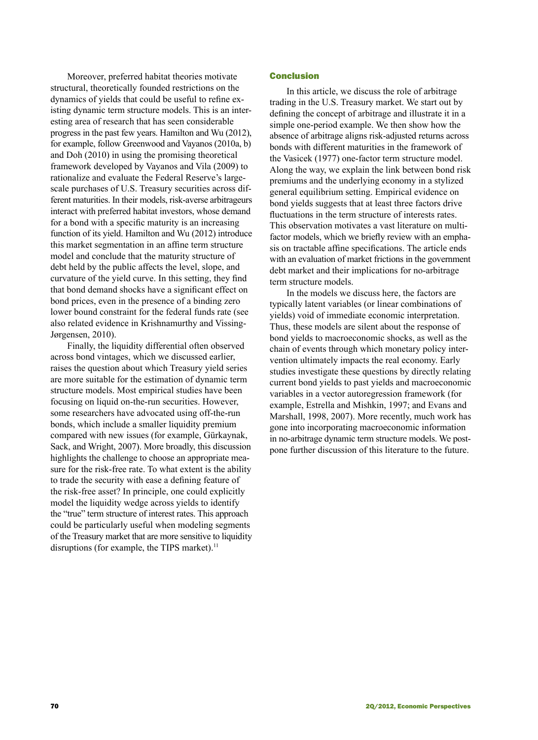Moreover, preferred habitat theories motivate structural, theoretically founded restrictions on the dynamics of yields that could be useful to refine existing dynamic term structure models. This is an interesting area of research that has seen considerable progress in the past few years. Hamilton and Wu (2012), for example, follow Greenwood and Vayanos (2010a, b) and Doh (2010) in using the promising theoretical framework developed by Vayanos and Vila (2009) to rationalize and evaluate the Federal Reserve's large-scale purchases of U.S. Treasury securities across different maturities. In their models, risk-averse arbitrageurs interact with preferred habitat investors, whose demand for a bond with a specific maturity is an increasing function of its yield. Hamilton and Wu (2012) introduce this market segmentation in an affine term structure model and conclude that the maturity structure of debt held by the public affects the level, slope, and curvature of the yield curve. In this setting, they find that bond demand shocks have a significant effect on bond prices, even in the presence of a binding zero lower bound constraint for the federal funds rate (see also related evidence in Krishnamurthy and Vissing-Jørgensen, 2010).

Finally, the liquidity differential often observed across bond vintages, which we discussed earlier, raises the question about which Treasury yield series are more suitable for the estimation of dynamic term structure models. Most empirical studies have been focusing on liquid on-the-run securities. However, some researchers have advocated using off-the-run bonds, which include a smaller liquidity premium compared with new issues (for example, Gürkaynak, Sack, and Wright, 2007). More broadly, this discussion highlights the challenge to choose an appropriate measure for the risk-free rate. To what extent is the ability to trade the security with ease a defining feature of the risk-free asset? In principle, one could explicitly model the liquidity wedge across yields to identify the "true" term structure of interest rates. This approach could be particularly useful when modeling segments of the Treasury market that are more sensitive to liquidity disruptions (for example, the TIPS market).[11]

## Conclusion

In this article, we discuss the role of arbitrage trading in the U.S. Treasury market. We start out by defining the concept of arbitrage and illustrate it in a simple one-period example. We then show how the absence of arbitrage aligns risk-adjusted returns across bonds with different maturities in the framework of the Vasicek (1977) one-factor term structure model. Along the way, we explain the link between bond risk premiums and the underlying economy in a stylized general equilibrium setting. Empirical evidence on bond yields suggests that at least three factors drive fluctuations in the term structure of interests rates. This observation motivates a vast literature on multifactor models, which we briefly review with an emphasis on tractable affine specifications. The article ends with an evaluation of market frictions in the government debt market and their implications for no-arbitrage term structure models.

In the models we discuss here, the factors are typically latent variables (or linear combinations of yields) void of immediate economic interpretation. Thus, these models are silent about the response of bond yields to macroeconomic shocks, as well as the chain of events through which monetary policy intervention ultimately impacts the real economy. Early studies investigate these questions by directly relating current bond yields to past yields and macroeconomic variables in a vector autoregression framework (for example, Estrella and Mishkin, 1997; and Evans and Marshall, 1998, 2007). More recently, much work has gone into incorporating macroeconomic information in no-arbitrage dynamic term structure models. We postpone further discussion of this literature to the future.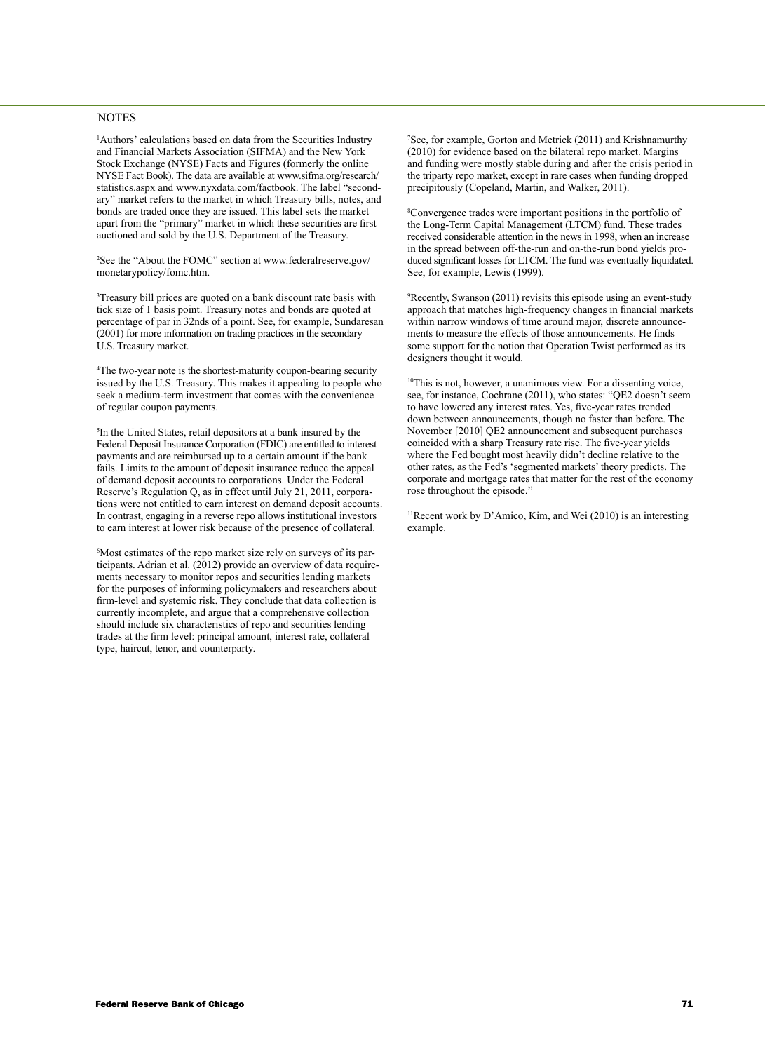## NOTES

[1]Authors' calculations based on data from the Securities Industry and Financial Markets Association (SIFMA) and the New York Stock Exchange (NYSE) Facts and Figures (formerly the online NYSE Fact Book). The data are available at www.sifma.org/research/statistics.aspx and www.nyxdata.com/factbook. The label "secondary" market refers to the market in which Treasury bills, notes, and bonds are traded once they are issued. This label sets the market apart from the "primary" market in which these securities are first auctioned and sold by the U.S. Department of the Treasury.

[2]See the "About the FOMC" section at www.federalreserve.gov/monetarypolicy/fomc.htm.

[3]Treasury bill prices are quoted on a bank discount rate basis with tick size of 1 basis point. Treasury notes and bonds are quoted at percentage of par in 32nds of a point. See, for example, Sundaresan (2001) for more information on trading practices in the secondary U.S. Treasury market.

[4]The two-year note is the shortest-maturity coupon-bearing security issued by the U.S. Treasury. This makes it appealing to people who seek a medium-term investment that comes with the convenience of regular coupon payments.

[5]In the United States, retail depositors at a bank insured by the Federal Deposit Insurance Corporation (FDIC) are entitled to interest payments and are reimbursed up to a certain amount if the bank fails. Limits to the amount of deposit insurance reduce the appeal of demand deposit accounts to corporations. Under the Federal Reserve's Regulation Q, as in effect until July 21, 2011, corporations were not entitled to earn interest on demand deposit accounts. In contrast, engaging in a reverse repo allows institutional investors to earn interest at lower risk because of the presence of collateral.

[6]Most estimates of the repo market size rely on surveys of its participants. Adrian et al. (2012) provide an overview of data requirements necessary to monitor repos and securities lending markets for the purposes of informing policymakers and researchers about firm-level and systemic risk. They conclude that data collection is currently incomplete, and argue that a comprehensive collection should include six characteristics of repo and securities lending trades at the firm level: principal amount, interest rate, collateral type, haircut, tenor, and counterparty.

[7]See, for example, Gorton and Metrick (2011) and Krishnamurthy (2010) for evidence based on the bilateral repo market. Margins and funding were mostly stable during and after the crisis period in the triparty repo market, except in rare cases when funding dropped precipitously (Copeland, Martin, and Walker, 2011).

[8]Convergence trades were important positions in the portfolio of the Long-Term Capital Management (LTCM) fund. These trades received considerable attention in the news in 1998, when an increase in the spread between off-the-run and on-the-run bond yields produced significant losses for LTCM. The fund was eventually liquidated. See, for example, Lewis (1999).

[9]Recently, Swanson (2011) revisits this episode using an event-study approach that matches high-frequency changes in financial markets within narrow windows of time around major, discrete announcements to measure the effects of those announcements. He finds some support for the notion that Operation Twist performed as its designers thought it would.

[10]This is not, however, a unanimous view. For a dissenting voice, see, for instance, Cochrane (2011), who states: "QE2 doesn't seem to have lowered any interest rates. Yes, five-year rates trended down between announcements, though no faster than before. The November [2010] QE2 announcement and subsequent purchases coincided with a sharp Treasury rate rise. The five-year yields where the Fed bought most heavily didn't decline relative to the other rates, as the Fed's 'segmented markets' theory predicts. The corporate and mortgage rates that matter for the rest of the economy rose throughout the episode."

[11]Recent work by D'Amico, Kim, and Wei (2010) is an interesting example.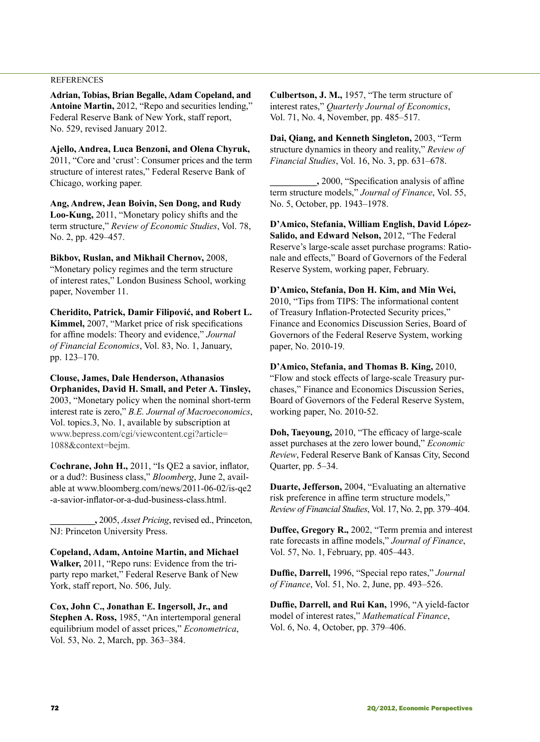REFERENCES

**Adrian, Tobias, Brian Begalle, Adam Copeland, and Antoine Martin,** 2012, "Repo and securities lending," Federal Reserve Bank of New York, staff report, No. 529, revised January 2012.

**Ajello, Andrea, Luca Benzoni, and Olena Chyruk,** 2011, "Core and 'crust': Consumer prices and the term structure of interest rates," Federal Reserve Bank of Chicago, working paper.

**Ang, Andrew, Jean Boivin, Sen Dong, and Rudy Loo-Kung,** 2011, "Monetary policy shifts and the term structure," *Review of Economic Studies*, Vol. 78, No. 2, pp. 429–457.

**Bikbov, Ruslan, and Mikhail Chernov,** 2008, "Monetary policy regimes and the term structure of interest rates," London Business School, working paper, November 11.

**Cheridito, Patrick, Damir Filipović, and Robert L. Kimmel,** 2007, "Market price of risk specifications for affine models: Theory and evidence," *Journal of Financial Economics*, Vol. 83, No. 1, January, pp. 123–170.

**Clouse, James, Dale Henderson, Athanasios Orphanides, David H. Small, and Peter A. Tinsley,** 2003, "Monetary policy when the nominal short-term interest rate is zero," *B.E. Journal of Macroeconomics*, Vol. topics.3, No. 1, available by subscription at www.bepress.com/cgi/viewcontent.cgi?article=1088&context=bejm.

**Cochrane, John H.,** 2011, "Is QE2 a savior, inflator, or a dud?: Business class," *Bloomberg*, June 2, available at www.bloomberg.com/news/2011-06-02/is-qe2-a-savior-inflator-or-a-dud-business-class.html.

**__________,** 2005, *Asset Pricing*, revised ed., Princeton, NJ: Princeton University Press.

**Copeland, Adam, Antoine Martin, and Michael Walker,** 2011, "Repo runs: Evidence from the tri-party repo market," Federal Reserve Bank of New York, staff report, No. 506, July.

**Cox, John C., Jonathan E. Ingersoll, Jr., and Stephen A. Ross,** 1985, "An intertemporal general equilibrium model of asset prices," *Econometrica*, Vol. 53, No. 2, March, pp. 363–384.

**Culbertson, J. M.,** 1957, "The term structure of interest rates," *Quarterly Journal of Economics*, Vol. 71, No. 4, November, pp. 485–517.

**Dai, Qiang, and Kenneth Singleton,** 2003, "Term structure dynamics in theory and reality," *Review of Financial Studies*, Vol. 16, No. 3, pp. 631–678.

**__________,** 2000, "Specification analysis of affine term structure models," *Journal of Finance*, Vol. 55, No. 5, October, pp. 1943–1978.

**D'Amico, Stefania, William English, David López-Salido, and Edward Nelson,** 2012, "The Federal Reserve's large-scale asset purchase programs: Rationale and effects," Board of Governors of the Federal Reserve System, working paper, February.

**D'Amico, Stefania, Don H. Kim, and Min Wei,** 2010, "Tips from TIPS: The informational content of Treasury Inflation-Protected Security prices," Finance and Economics Discussion Series, Board of Governors of the Federal Reserve System, working paper, No. 2010-19.

**D'Amico, Stefania, and Thomas B. King,** 2010, "Flow and stock effects of large-scale Treasury purchases," Finance and Economics Discussion Series, Board of Governors of the Federal Reserve System, working paper, No. 2010-52.

**Doh, Taeyoung,** 2010, "The efficacy of large-scale asset purchases at the zero lower bound," *Economic Review*, Federal Reserve Bank of Kansas City, Second Quarter, pp. 5–34.

**Duarte, Jefferson,** 2004, "Evaluating an alternative risk preference in affine term structure models," *Review of Financial Studies*, Vol. 17, No. 2, pp. 379–404.

**Duffee, Gregory R.,** 2002, "Term premia and interest rate forecasts in affine models," *Journal of Finance*, Vol. 57, No. 1, February, pp. 405–443.

**Duffie, Darrell,** 1996, "Special repo rates," *Journal of Finance*, Vol. 51, No. 2, June, pp. 493–526.

**Duffie, Darrell, and Rui Kan,** 1996, "A yield-factor model of interest rates," *Mathematical Finance*, Vol. 6, No. 4, October, pp. 379–406.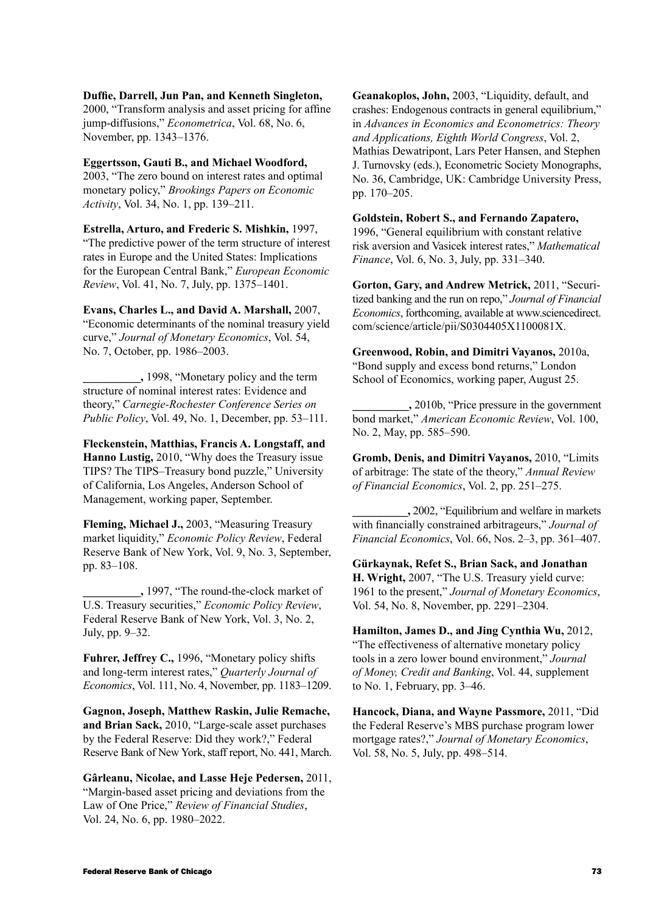**Duffie, Darrell, Jun Pan, and Kenneth Singleton,** 2000, "Transform analysis and asset pricing for affine jump-diffusions," *Econometrica*, Vol. 68, No. 6, November, pp. 1343–1376.

**Eggertsson, Gauti B., and Michael Woodford,** 2003, "The zero bound on interest rates and optimal monetary policy," *Brookings Papers on Economic Activity*, Vol. 34, No. 1, pp. 139–211.

**Estrella, Arturo, and Frederic S. Mishkin,** 1997, "The predictive power of the term structure of interest rates in Europe and the United States: Implications for the European Central Bank," *European Economic Review*, Vol. 41, No. 7, July, pp. 1375–1401.

**Evans, Charles L., and David A. Marshall,** 2007, "Economic determinants of the nominal treasury yield curve," *Journal of Monetary Economics*, Vol. 54, No. 7, October, pp. 1986–2003.

**__________,** 1998, "Monetary policy and the term structure of nominal interest rates: Evidence and theory," *Carnegie-Rochester Conference Series on Public Policy*, Vol. 49, No. 1, December, pp. 53–111.

**Fleckenstein, Matthias, Francis A. Longstaff, and Hanno Lustig,** 2010, "Why does the Treasury issue TIPS? The TIPS–Treasury bond puzzle," University of California, Los Angeles, Anderson School of Management, working paper, September.

**Fleming, Michael J.,** 2003, "Measuring Treasury market liquidity," *Economic Policy Review*, Federal Reserve Bank of New York, Vol. 9, No. 3, September, pp. 83–108.

**__________,** 1997, "The round-the-clock market of U.S. Treasury securities," *Economic Policy Review*, Federal Reserve Bank of New York, Vol. 3, No. 2, July, pp. 9–32.

**Fuhrer, Jeffrey C.,** 1996, "Monetary policy shifts and long-term interest rates," *Quarterly Journal of Economics*, Vol. 111, No. 4, November, pp. 1183–1209.

**Gagnon, Joseph, Matthew Raskin, Julie Remache, and Brian Sack,** 2010, "Large-scale asset purchases by the Federal Reserve: Did they work?," Federal Reserve Bank of New York, staff report, No. 441, March.

**Gârleanu, Nicolae, and Lasse Heje Pedersen,** 2011, "Margin-based asset pricing and deviations from the Law of One Price," *Review of Financial Studies*, Vol. 24, No. 6, pp. 1980–2022.

**Geanakoplos, John,** 2003, "Liquidity, default, and crashes: Endogenous contracts in general equilibrium," in *Advances in Economics and Econometrics: Theory and Applications, Eighth World Congress*, Vol. 2, Mathias Dewatripont, Lars Peter Hansen, and Stephen J. Turnovsky (eds.), Econometric Society Monographs, No. 36, Cambridge, UK: Cambridge University Press, pp. 170–205.

**Goldstein, Robert S., and Fernando Zapatero,** 1996, "General equilibrium with constant relative risk aversion and Vasicek interest rates," *Mathematical Finance*, Vol. 6, No. 3, July, pp. 331–340.

**Gorton, Gary, and Andrew Metrick,** 2011, "Securitized banking and the run on repo," *Journal of Financial Economics*, forthcoming, available at www.sciencedirect.com/science/article/pii/S0304405X1100081X.

**Greenwood, Robin, and Dimitri Vayanos,** 2010a, "Bond supply and excess bond returns," London School of Economics, working paper, August 25.

**__________,** 2010b, "Price pressure in the government bond market," *American Economic Review*, Vol. 100, No. 2, May, pp. 585–590.

**Gromb, Denis, and Dimitri Vayanos,** 2010, "Limits of arbitrage: The state of the theory," *Annual Review of Financial Economics*, Vol. 2, pp. 251–275.

**__________,** 2002, "Equilibrium and welfare in markets with financially constrained arbitrageurs," *Journal of Financial Economics*, Vol. 66, Nos. 2–3, pp. 361–407.

**Gürkaynak, Refet S., Brian Sack, and Jonathan H. Wright,** 2007, "The U.S. Treasury yield curve: 1961 to the present," *Journal of Monetary Economics*, Vol. 54, No. 8, November, pp. 2291–2304.

**Hamilton, James D., and Jing Cynthia Wu,** 2012, "The effectiveness of alternative monetary policy tools in a zero lower bound environment," *Journal of Money, Credit and Banking*, Vol. 44, supplement to No. 1, February, pp. 3–46.

**Hancock, Diana, and Wayne Passmore,** 2011, "Did the Federal Reserve's MBS purchase program lower mortgage rates?," *Journal of Monetary Economics*, Vol. 58, No. 5, July, pp. 498–514.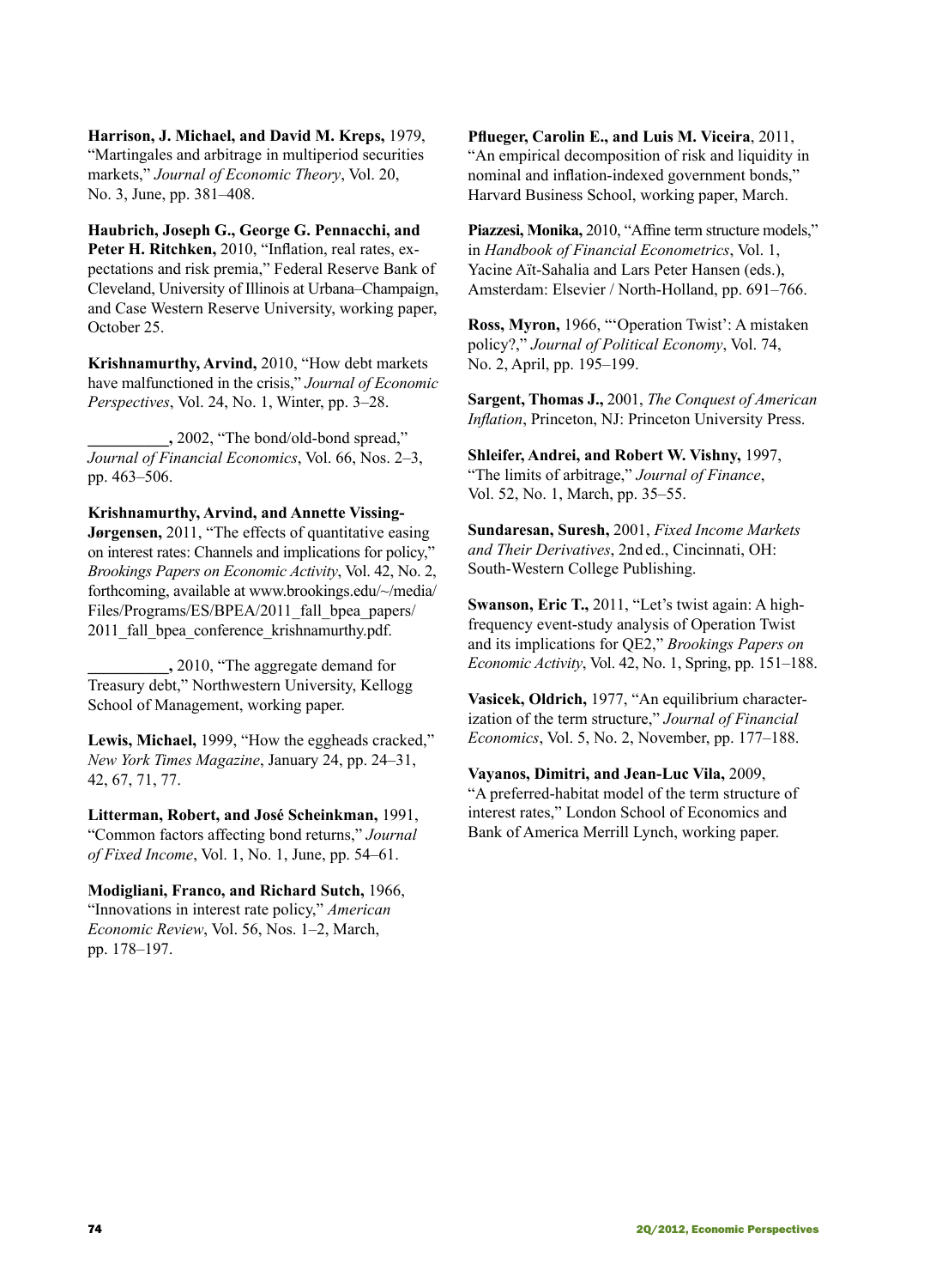**Harrison, J. Michael, and David M. Kreps,** 1979, "Martingales and arbitrage in multiperiod securities markets," *Journal of Economic Theory*, Vol. 20, No. 3, June, pp. 381–408.

**Haubrich, Joseph G., George G. Pennacchi, and Peter H. Ritchken,** 2010, "Inflation, real rates, expectations and risk premia," Federal Reserve Bank of Cleveland, University of Illinois at Urbana–Champaign, and Case Western Reserve University, working paper, October 25.

**Krishnamurthy, Arvind,** 2010, "How debt markets have malfunctioned in the crisis," *Journal of Economic Perspectives*, Vol. 24, No. 1, Winter, pp. 3–28.

**__________,** 2002, "The bond/old-bond spread," *Journal of Financial Economics*, Vol. 66, Nos. 2–3, pp. 463–506.

**Krishnamurthy, Arvind, and Annette Vissing-Jørgensen,** 2011, "The effects of quantitative easing on interest rates: Channels and implications for policy," *Brookings Papers on Economic Activity*, Vol. 42, No. 2, forthcoming, available at www.brookings.edu/~/media/Files/Programs/ES/BPEA/2011_fall_bpea_papers/2011_fall_bpea_conference_krishnamurthy.pdf.

**__________,** 2010, "The aggregate demand for Treasury debt," Northwestern University, Kellogg School of Management, working paper.

**Lewis, Michael,** 1999, "How the eggheads cracked," *New York Times Magazine*, January 24, pp. 24–31, 42, 67, 71, 77.

**Litterman, Robert, and José Scheinkman,** 1991, "Common factors affecting bond returns," *Journal of Fixed Income*, Vol. 1, No. 1, June, pp. 54–61.

**Modigliani, Franco, and Richard Sutch,** 1966, "Innovations in interest rate policy," *American Economic Review*, Vol. 56, Nos. 1–2, March, pp. 178–197.

**Pflueger, Carolin E., and Luis M. Viceira**, 2011, "An empirical decomposition of risk and liquidity in nominal and inflation-indexed government bonds," Harvard Business School, working paper, March.

**Piazzesi, Monika,** 2010, "Affine term structure models," in *Handbook of Financial Econometrics*, Vol. 1, Yacine Aït-Sahalia and Lars Peter Hansen (eds.), Amsterdam: Elsevier / North-Holland, pp. 691–766.

**Ross, Myron,** 1966, "'Operation Twist': A mistaken policy?," *Journal of Political Economy*, Vol. 74, No. 2, April, pp. 195–199.

**Sargent, Thomas J.,** 2001, *The Conquest of American Inflation*, Princeton, NJ: Princeton University Press.

**Shleifer, Andrei, and Robert W. Vishny,** 1997, "The limits of arbitrage," *Journal of Finance*, Vol. 52, No. 1, March, pp. 35–55.

**Sundaresan, Suresh,** 2001, *Fixed Income Markets and Their Derivatives*, 2nd ed., Cincinnati, OH: South-Western College Publishing.

**Swanson, Eric T.,** 2011, "Let's twist again: A high-frequency event-study analysis of Operation Twist and its implications for QE2," *Brookings Papers on Economic Activity*, Vol. 42, No. 1, Spring, pp. 151–188.

**Vasicek, Oldrich,** 1977, "An equilibrium characterization of the term structure," *Journal of Financial Economics*, Vol. 5, No. 2, November, pp. 177–188.

**Vayanos, Dimitri, and Jean-Luc Vila,** 2009, "A preferred-habitat model of the term structure of interest rates," London School of Economics and Bank of America Merrill Lynch, working paper.